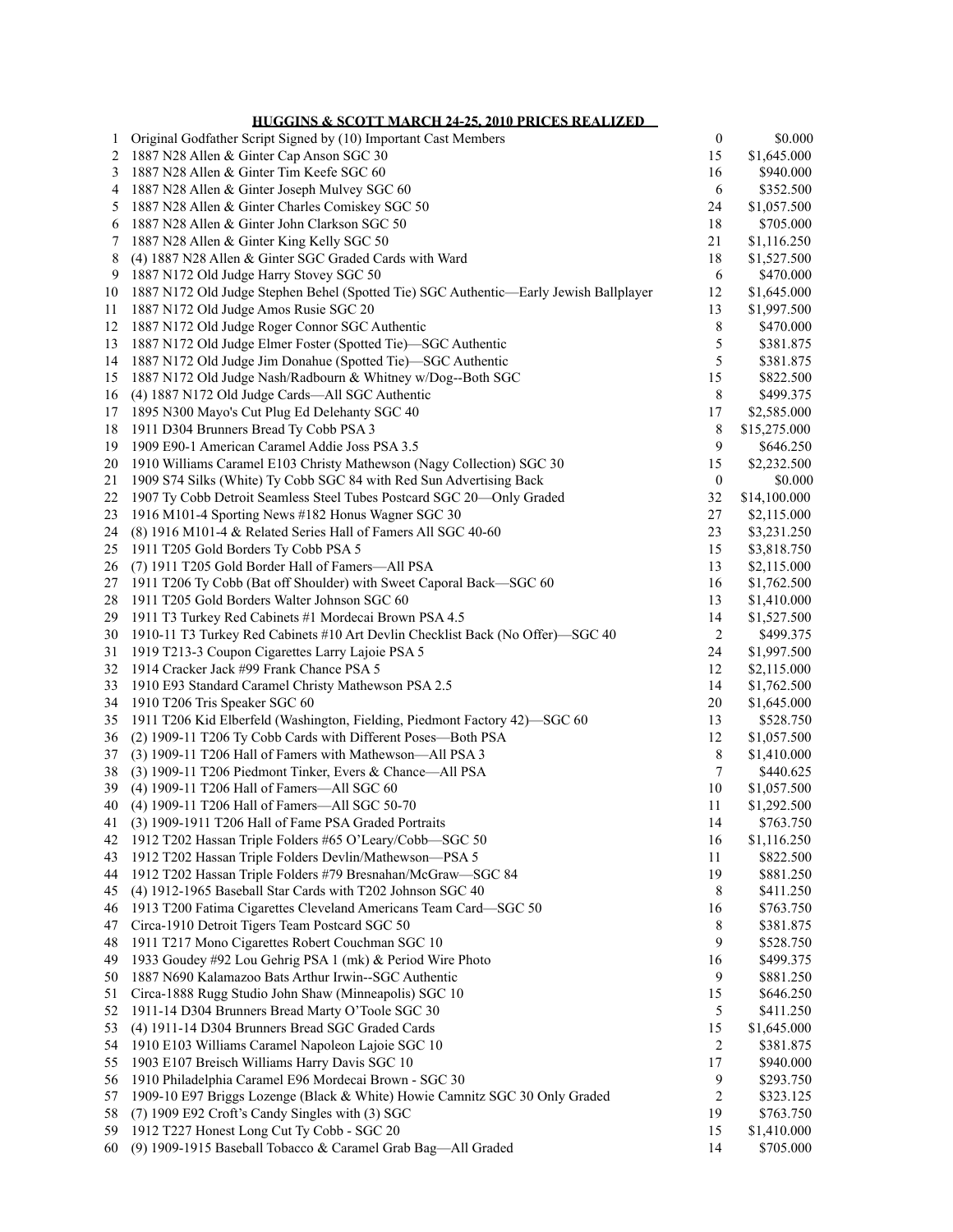**HUGGINS & SCOTT MARCH 24-25, 2010 PRICES REALIZED**

| | | | |
|---|---|---|---|
| 1 | Original Godfather Script Signed by (10) Important Cast Members | 0 | $0.000 |
| 2 | 1887 N28 Allen & Ginter Cap Anson SGC 30 | 15 | $1,645.000 |
| 3 | 1887 N28 Allen & Ginter Tim Keefe SGC 60 | 16 | $940.000 |
| 4 | 1887 N28 Allen & Ginter Joseph Mulvey SGC 60 | 6 | $352.500 |
| 5 | 1887 N28 Allen & Ginter Charles Comiskey SGC 50 | 24 | $1,057.500 |
| 6 | 1887 N28 Allen & Ginter John Clarkson SGC 50 | 18 | $705.000 |
| 7 | 1887 N28 Allen & Ginter King Kelly SGC 50 | 21 | $1,116.250 |
| 8 | (4) 1887 N28 Allen & Ginter SGC Graded Cards with Ward | 18 | $1,527.500 |
| 9 | 1887 N172 Old Judge Harry Stovey SGC 50 | 6 | $470.000 |
| 10 | 1887 N172 Old Judge Stephen Behel (Spotted Tie) SGC Authentic—Early Jewish Ballplayer | 12 | $1,645.000 |
| 11 | 1887 N172 Old Judge Amos Rusie SGC 20 | 13 | $1,997.500 |
| 12 | 1887 N172 Old Judge Roger Connor SGC Authentic | 8 | $470.000 |
| 13 | 1887 N172 Old Judge Elmer Foster (Spotted Tie)—SGC Authentic | 5 | $381.875 |
| 14 | 1887 N172 Old Judge Jim Donahue (Spotted Tie)—SGC Authentic | 5 | $381.875 |
| 15 | 1887 N172 Old Judge Nash/Radbourn & Whitney w/Dog--Both SGC | 15 | $822.500 |
| 16 | (4) 1887 N172 Old Judge Cards—All SGC Authentic | 8 | $499.375 |
| 17 | 1895 N300 Mayo's Cut Plug Ed Delehanty SGC 40 | 17 | $2,585.000 |
| 18 | 1911 D304 Brunners Bread Ty Cobb PSA 3 | 8 | $15,275.000 |
| 19 | 1909 E90-1 American Caramel Addie Joss PSA 3.5 | 9 | $646.250 |
| 20 | 1910 Williams Caramel E103 Christy Mathewson (Nagy Collection) SGC 30 | 15 | $2,232.500 |
| 21 | 1909 S74 Silks (White) Ty Cobb SGC 84 with Red Sun Advertising Back | 0 | $0.000 |
| 22 | 1907 Ty Cobb Detroit Seamless Steel Tubes Postcard SGC 20—Only Graded | 32 | $14,100.000 |
| 23 | 1916 M101-4 Sporting News #182 Honus Wagner SGC 30 | 27 | $2,115.000 |
| 24 | (8) 1916 M101-4 & Related Series Hall of Famers All SGC 40-60 | 23 | $3,231.250 |
| 25 | 1911 T205 Gold Borders Ty Cobb PSA 5 | 15 | $3,818.750 |
| 26 | (7) 1911 T205 Gold Border Hall of Famers—All PSA | 13 | $2,115.000 |
| 27 | 1911 T206 Ty Cobb (Bat off Shoulder) with Sweet Caporal Back—SGC 60 | 16 | $1,762.500 |
| 28 | 1911 T205 Gold Borders Walter Johnson SGC 60 | 13 | $1,410.000 |
| 29 | 1911 T3 Turkey Red Cabinets #1 Mordecai Brown PSA 4.5 | 14 | $1,527.500 |
| 30 | 1910-11 T3 Turkey Red Cabinets #10 Art Devlin Checklist Back (No Offer)—SGC 40 | 2 | $499.375 |
| 31 | 1919 T213-3 Coupon Cigarettes Larry Lajoie PSA 5 | 24 | $1,997.500 |
| 32 | 1914 Cracker Jack #99 Frank Chance PSA 5 | 12 | $2,115.000 |
| 33 | 1910 E93 Standard Caramel Christy Mathewson PSA 2.5 | 14 | $1,762.500 |
| 34 | 1910 T206 Tris Speaker SGC 60 | 20 | $1,645.000 |
| 35 | 1911 T206 Kid Elberfeld (Washington, Fielding, Piedmont Factory 42)—SGC 60 | 13 | $528.750 |
| 36 | (2) 1909-11 T206 Ty Cobb Cards with Different Poses—Both PSA | 12 | $1,057.500 |
| 37 | (3) 1909-11 T206 Hall of Famers with Mathewson—All PSA 3 | 8 | $1,410.000 |
| 38 | (3) 1909-11 T206 Piedmont Tinker, Evers & Chance—All PSA | 7 | $440.625 |
| 39 | (4) 1909-11 T206 Hall of Famers—All SGC 60 | 10 | $1,057.500 |
| 40 | (4) 1909-11 T206 Hall of Famers—All SGC 50-70 | 11 | $1,292.500 |
| 41 | (3) 1909-1911 T206 Hall of Fame PSA Graded Portraits | 14 | $763.750 |
| 42 | 1912 T202 Hassan Triple Folders #65 O'Leary/Cobb—SGC 50 | 16 | $1,116.250 |
| 43 | 1912 T202 Hassan Triple Folders Devlin/Mathewson—PSA 5 | 11 | $822.500 |
| 44 | 1912 T202 Hassan Triple Folders #79 Bresnahan/McGraw—SGC 84 | 19 | $881.250 |
| 45 | (4) 1912-1965 Baseball Star Cards with T202 Johnson SGC 40 | 8 | $411.250 |
| 46 | 1913 T200 Fatima Cigarettes Cleveland Americans Team Card—SGC 50 | 16 | $763.750 |
| 47 | Circa-1910 Detroit Tigers Team Postcard SGC 50 | 8 | $381.875 |
| 48 | 1911 T217 Mono Cigarettes Robert Couchman SGC 10 | 9 | $528.750 |
| 49 | 1933 Goudey #92 Lou Gehrig PSA 1 (mk) & Period Wire Photo | 16 | $499.375 |
| 50 | 1887 N690 Kalamazoo Bats Arthur Irwin--SGC Authentic | 9 | $881.250 |
| 51 | Circa-1888 Rugg Studio John Shaw (Minneapolis) SGC 10 | 15 | $646.250 |
| 52 | 1911-14 D304 Brunners Bread Marty O'Toole SGC 30 | 5 | $411.250 |
| 53 | (4) 1911-14 D304 Brunners Bread SGC Graded Cards | 15 | $1,645.000 |
| 54 | 1910 E103 Williams Caramel Napoleon Lajoie SGC 10 | 2 | $381.875 |
| 55 | 1903 E107 Breisch Williams Harry Davis SGC 10 | 17 | $940.000 |
| 56 | 1910 Philadelphia Caramel E96 Mordecai Brown - SGC 30 | 9 | $293.750 |
| 57 | 1909-10 E97 Briggs Lozenge (Black & White) Howie Camnitz SGC 30 Only Graded | 2 | $323.125 |
| 58 | (7) 1909 E92 Croft's Candy Singles with (3) SGC | 19 | $763.750 |
| 59 | 1912 T227 Honest Long Cut Ty Cobb - SGC 20 | 15 | $1,410.000 |
| 60 | (9) 1909-1915 Baseball Tobacco & Caramel Grab Bag—All Graded | 14 | $705.000 |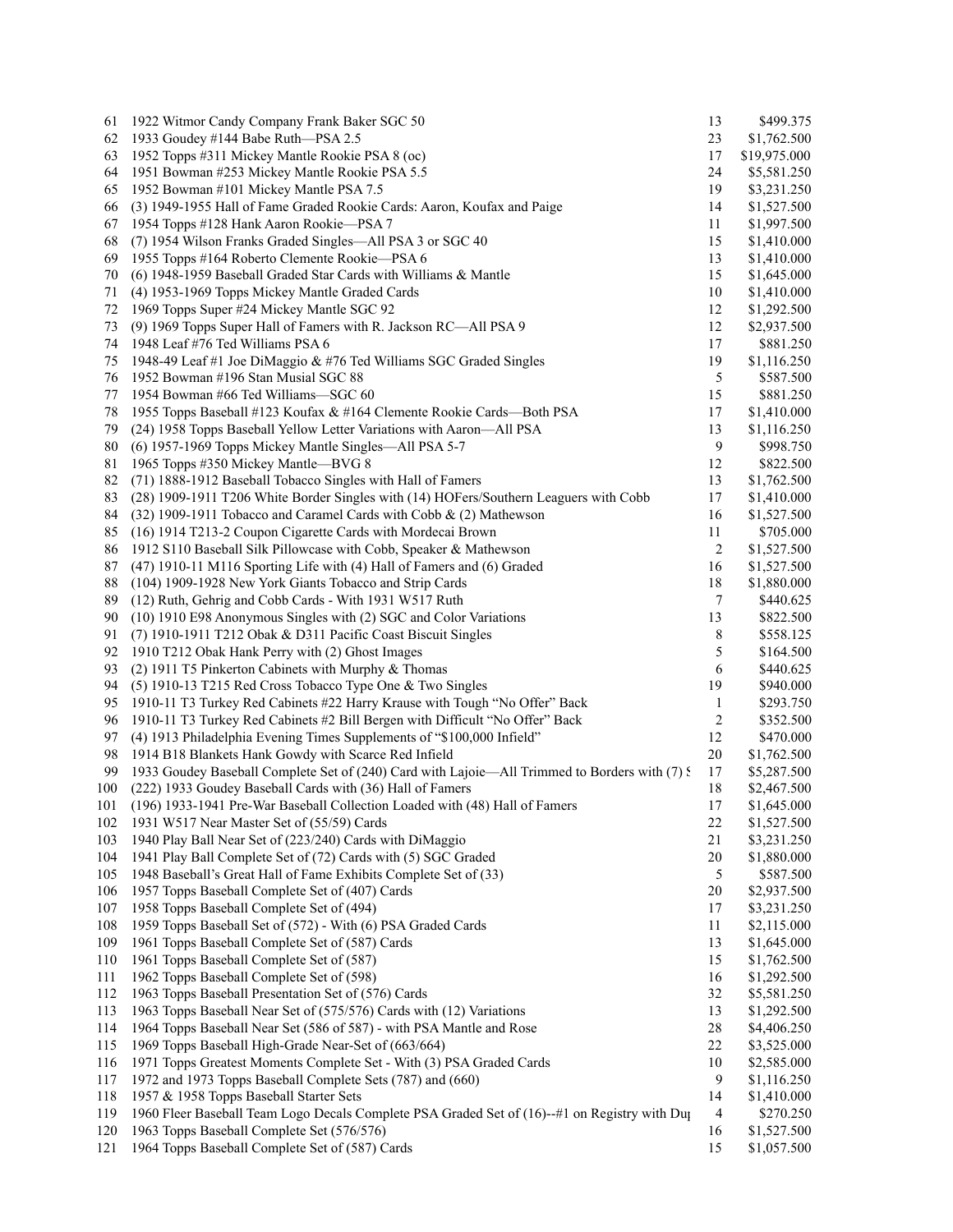| | | | |
|---|---|---|---|
| 61 | 1922 Witmor Candy Company Frank Baker SGC 50 | 13 | $499.375 |
| 62 | 1933 Goudey #144 Babe Ruth—PSA 2.5 | 23 | $1,762.500 |
| 63 | 1952 Topps #311 Mickey Mantle Rookie PSA 8 (oc) | 17 | $19,975.000 |
| 64 | 1951 Bowman #253 Mickey Mantle Rookie PSA 5.5 | 24 | $5,581.250 |
| 65 | 1952 Bowman #101 Mickey Mantle PSA 7.5 | 19 | $3,231.250 |
| 66 | (3) 1949-1955 Hall of Fame Graded Rookie Cards: Aaron, Koufax and Paige | 14 | $1,527.500 |
| 67 | 1954 Topps #128 Hank Aaron Rookie—PSA 7 | 11 | $1,997.500 |
| 68 | (7) 1954 Wilson Franks Graded Singles—All PSA 3 or SGC 40 | 15 | $1,410.000 |
| 69 | 1955 Topps #164 Roberto Clemente Rookie—PSA 6 | 13 | $1,410.000 |
| 70 | (6) 1948-1959 Baseball Graded Star Cards with Williams & Mantle | 15 | $1,645.000 |
| 71 | (4) 1953-1969 Topps Mickey Mantle Graded Cards | 10 | $1,410.000 |
| 72 | 1969 Topps Super #24 Mickey Mantle SGC 92 | 12 | $1,292.500 |
| 73 | (9) 1969 Topps Super Hall of Famers with R. Jackson RC—All PSA 9 | 12 | $2,937.500 |
| 74 | 1948 Leaf #76 Ted Williams PSA 6 | 17 | $881.250 |
| 75 | 1948-49 Leaf #1 Joe DiMaggio & #76 Ted Williams SGC Graded Singles | 19 | $1,116.250 |
| 76 | 1952 Bowman #196 Stan Musial SGC 88 | 5 | $587.500 |
| 77 | 1954 Bowman #66 Ted Williams—SGC 60 | 15 | $881.250 |
| 78 | 1955 Topps Baseball #123 Koufax & #164 Clemente Rookie Cards—Both PSA | 17 | $1,410.000 |
| 79 | (24) 1958 Topps Baseball Yellow Letter Variations with Aaron—All PSA | 13 | $1,116.250 |
| 80 | (6) 1957-1969 Topps Mickey Mantle Singles—All PSA 5-7 | 9 | $998.750 |
| 81 | 1965 Topps #350 Mickey Mantle—BVG 8 | 12 | $822.500 |
| 82 | (71) 1888-1912 Baseball Tobacco Singles with Hall of Famers | 13 | $1,762.500 |
| 83 | (28) 1909-1911 T206 White Border Singles with (14) HOFers/Southern Leaguers with Cobb | 17 | $1,410.000 |
| 84 | (32) 1909-1911 Tobacco and Caramel Cards with Cobb & (2) Mathewson | 16 | $1,527.500 |
| 85 | (16) 1914 T213-2 Coupon Cigarette Cards with Mordecai Brown | 11 | $705.000 |
| 86 | 1912 S110 Baseball Silk Pillowcase with Cobb, Speaker & Mathewson | 2 | $1,527.500 |
| 87 | (47) 1910-11 M116 Sporting Life with (4) Hall of Famers and (6) Graded | 16 | $1,527.500 |
| 88 | (104) 1909-1928 New York Giants Tobacco and Strip Cards | 18 | $1,880.000 |
| 89 | (12) Ruth, Gehrig and Cobb Cards - With 1931 W517 Ruth | 7 | $440.625 |
| 90 | (10) 1910 E98 Anonymous Singles with (2) SGC and Color Variations | 13 | $822.500 |
| 91 | (7) 1910-1911 T212 Obak & D311 Pacific Coast Biscuit Singles | 8 | $558.125 |
| 92 | 1910 T212 Obak Hank Perry with (2) Ghost Images | 5 | $164.500 |
| 93 | (2) 1911 T5 Pinkerton Cabinets with Murphy & Thomas | 6 | $440.625 |
| 94 | (5) 1910-13 T215 Red Cross Tobacco Type One & Two Singles | 19 | $940.000 |
| 95 | 1910-11 T3 Turkey Red Cabinets #22 Harry Krause with Tough "No Offer" Back | 1 | $293.750 |
| 96 | 1910-11 T3 Turkey Red Cabinets #2 Bill Bergen with Difficult "No Offer" Back | 2 | $352.500 |
| 97 | (4) 1913 Philadelphia Evening Times Supplements of "$100,000 Infield" | 12 | $470.000 |
| 98 | 1914 B18 Blankets Hank Gowdy with Scarce Red Infield | 20 | $1,762.500 |
| 99 | 1933 Goudey Baseball Complete Set of (240) Card with Lajoie—All Trimmed to Borders with (7) S | 17 | $5,287.500 |
| 100 | (222) 1933 Goudey Baseball Cards with (36) Hall of Famers | 18 | $2,467.500 |
| 101 | (196) 1933-1941 Pre-War Baseball Collection Loaded with (48) Hall of Famers | 17 | $1,645.000 |
| 102 | 1931 W517 Near Master Set of (55/59) Cards | 22 | $1,527.500 |
| 103 | 1940 Play Ball Near Set of (223/240) Cards with DiMaggio | 21 | $3,231.250 |
| 104 | 1941 Play Ball Complete Set of (72) Cards with (5) SGC Graded | 20 | $1,880.000 |
| 105 | 1948 Baseball's Great Hall of Fame Exhibits Complete Set of (33) | 5 | $587.500 |
| 106 | 1957 Topps Baseball Complete Set of (407) Cards | 20 | $2,937.500 |
| 107 | 1958 Topps Baseball Complete Set of (494) | 17 | $3,231.250 |
| 108 | 1959 Topps Baseball Set of (572) - With (6) PSA Graded Cards | 11 | $2,115.000 |
| 109 | 1961 Topps Baseball Complete Set of (587) Cards | 13 | $1,645.000 |
| 110 | 1961 Topps Baseball Complete Set of (587) | 15 | $1,762.500 |
| 111 | 1962 Topps Baseball Complete Set of (598) | 16 | $1,292.500 |
| 112 | 1963 Topps Baseball Presentation Set of (576) Cards | 32 | $5,581.250 |
| 113 | 1963 Topps Baseball Near Set of (575/576) Cards with (12) Variations | 13 | $1,292.500 |
| 114 | 1964 Topps Baseball Near Set (586 of 587) - with PSA Mantle and Rose | 28 | $4,406.250 |
| 115 | 1969 Topps Baseball High-Grade Near-Set of (663/664) | 22 | $3,525.000 |
| 116 | 1971 Topps Greatest Moments Complete Set - With (3) PSA Graded Cards | 10 | $2,585.000 |
| 117 | 1972 and 1973 Topps Baseball Complete Sets (787) and (660) | 9 | $1,116.250 |
| 118 | 1957 & 1958 Topps Baseball Starter Sets | 14 | $1,410.000 |
| 119 | 1960 Fleer Baseball Team Logo Decals Complete PSA Graded Set of (16)--#1 on Registry with Du | 4 | $270.250 |
| 120 | 1963 Topps Baseball Complete Set (576/576) | 16 | $1,527.500 |
| 121 | 1964 Topps Baseball Complete Set of (587) Cards | 15 | $1,057.500 |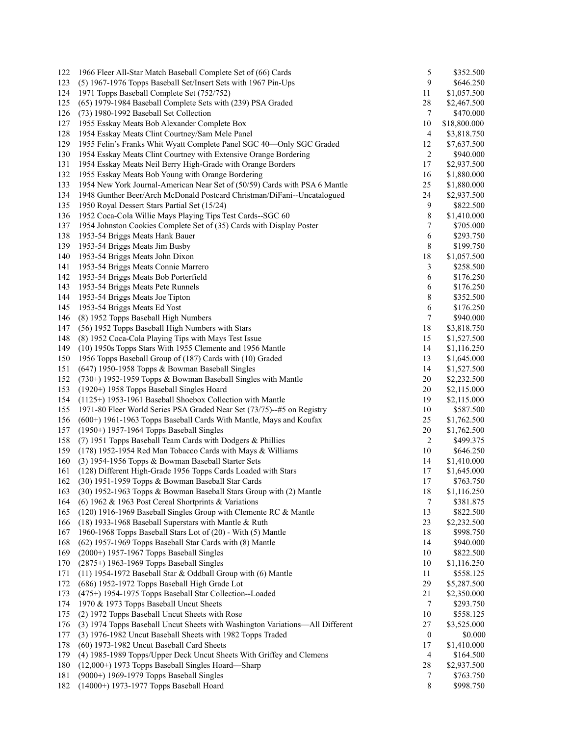| | | | |
|---|---|---|---|
| 122 | 1966 Fleer All-Star Match Baseball Complete Set of (66) Cards | 5 | \$352.500 |
| 123 | (5) 1967-1976 Topps Baseball Set/Insert Sets with 1967 Pin-Ups | 9 | \$646.250 |
| 124 | 1971 Topps Baseball Complete Set (752/752) | 11 | \$1,057.500 |
| 125 | (65) 1979-1984 Baseball Complete Sets with (239) PSA Graded | 28 | \$2,467.500 |
| 126 | (73) 1980-1992 Baseball Set Collection | 7 | \$470.000 |
| 127 | 1955 Esskay Meats Bob Alexander Complete Box | 10 | \$18,800.000 |
| 128 | 1954 Esskay Meats Clint Courtney/Sam Mele Panel | 4 | \$3,818.750 |
| 129 | 1955 Felin's Franks Whit Wyatt Complete Panel SGC 40—Only SGC Graded | 12 | \$7,637.500 |
| 130 | 1954 Esskay Meats Clint Courtney with Extensive Orange Bordering | 2 | \$940.000 |
| 131 | 1954 Esskay Meats Neil Berry High-Grade with Orange Borders | 17 | \$2,937.500 |
| 132 | 1955 Esskay Meats Bob Young with Orange Bordering | 16 | \$1,880.000 |
| 133 | 1954 New York Journal-American Near Set of (50/59) Cards with PSA 6 Mantle | 25 | \$1,880.000 |
| 134 | 1948 Gunther Beer/Arch McDonald Postcard Christman/DiFani--Uncatalogued | 24 | \$2,937.500 |
| 135 | 1950 Royal Dessert Stars Partial Set (15/24) | 9 | \$822.500 |
| 136 | 1952 Coca-Cola Willie Mays Playing Tips Test Cards--SGC 60 | 8 | \$1,410.000 |
| 137 | 1954 Johnston Cookies Complete Set of (35) Cards with Display Poster | 7 | \$705.000 |
| 138 | 1953-54 Briggs Meats Hank Bauer | 6 | \$293.750 |
| 139 | 1953-54 Briggs Meats Jim Busby | 8 | \$199.750 |
| 140 | 1953-54 Briggs Meats John Dixon | 18 | \$1,057.500 |
| 141 | 1953-54 Briggs Meats Connie Marrero | 3 | \$258.500 |
| 142 | 1953-54 Briggs Meats Bob Porterfield | 6 | \$176.250 |
| 143 | 1953-54 Briggs Meats Pete Runnels | 6 | \$176.250 |
| 144 | 1953-54 Briggs Meats Joe Tipton | 8 | \$352.500 |
| 145 | 1953-54 Briggs Meats Ed Yost | 6 | \$176.250 |
| 146 | (8) 1952 Topps Baseball High Numbers | 7 | \$940.000 |
| 147 | (56) 1952 Topps Baseball High Numbers with Stars | 18 | \$3,818.750 |
| 148 | (8) 1952 Coca-Cola Playing Tips with Mays Test Issue | 15 | \$1,527.500 |
| 149 | (10) 1950s Topps Stars With 1955 Clemente and 1956 Mantle | 14 | \$1,116.250 |
| 150 | 1956 Topps Baseball Group of (187) Cards with (10) Graded | 13 | \$1,645.000 |
| 151 | (647) 1950-1958 Topps & Bowman Baseball Singles | 14 | \$1,527.500 |
| 152 | (730+) 1952-1959 Topps & Bowman Baseball Singles with Mantle | 20 | \$2,232.500 |
| 153 | (1920+) 1958 Topps Baseball Singles Hoard | 20 | \$2,115.000 |
| 154 | (1125+) 1953-1961 Baseball Shoebox Collection with Mantle | 19 | \$2,115.000 |
| 155 | 1971-80 Fleer World Series PSA Graded Near Set (73/75)--#5 on Registry | 10 | \$587.500 |
| 156 | (600+) 1961-1963 Topps Baseball Cards With Mantle, Mays and Koufax | 25 | \$1,762.500 |
| 157 | (1950+) 1957-1964 Topps Baseball Singles | 20 | \$1,762.500 |
| 158 | (7) 1951 Topps Baseball Team Cards with Dodgers & Phillies | 2 | \$499.375 |
| 159 | (178) 1952-1954 Red Man Tobacco Cards with Mays & Williams | 10 | \$646.250 |
| 160 | (3) 1954-1956 Topps & Bowman Baseball Starter Sets | 14 | \$1,410.000 |
| 161 | (128) Different High-Grade 1956 Topps Cards Loaded with Stars | 17 | \$1,645.000 |
| 162 | (30) 1951-1959 Topps & Bowman Baseball Star Cards | 17 | \$763.750 |
| 163 | (30) 1952-1963 Topps & Bowman Baseball Stars Group with (2) Mantle | 18 | \$1,116.250 |
| 164 | (6) 1962 & 1963 Post Cereal Shortprints & Variations | 7 | \$381.875 |
| 165 | (120) 1916-1969 Baseball Singles Group with Clemente RC & Mantle | 13 | \$822.500 |
| 166 | (18) 1933-1968 Baseball Superstars with Mantle & Ruth | 23 | \$2,232.500 |
| 167 | 1960-1968 Topps Baseball Stars Lot of (20) - With (5) Mantle | 18 | \$998.750 |
| 168 | (62) 1957-1969 Topps Baseball Star Cards with (8) Mantle | 14 | \$940.000 |
| 169 | (2000+) 1957-1967 Topps Baseball Singles | 10 | \$822.500 |
| 170 | (2875+) 1963-1969 Topps Baseball Singles | 10 | \$1,116.250 |
| 171 | (11) 1954-1972 Baseball Star & Oddball Group with (6) Mantle | 11 | \$558.125 |
| 172 | (686) 1952-1972 Topps Baseball High Grade Lot | 29 | \$5,287.500 |
| 173 | (475+) 1954-1975 Topps Baseball Star Collection--Loaded | 21 | \$2,350.000 |
| 174 | 1970 & 1973 Topps Baseball Uncut Sheets | 7 | \$293.750 |
| 175 | (2) 1972 Topps Baseball Uncut Sheets with Rose | 10 | \$558.125 |
| 176 | (3) 1974 Topps Baseball Uncut Sheets with Washington Variations—All Different | 27 | \$3,525.000 |
| 177 | (3) 1976-1982 Uncut Baseball Sheets with 1982 Topps Traded | 0 | \$0.000 |
| 178 | (60) 1973-1982 Uncut Baseball Card Sheets | 17 | \$1,410.000 |
| 179 | (4) 1985-1989 Topps/Upper Deck Uncut Sheets With Griffey and Clemens | 4 | \$164.500 |
| 180 | (12,000+) 1973 Topps Baseball Singles Hoard—Sharp | 28 | \$2,937.500 |
| 181 | (9000+) 1969-1979 Topps Baseball Singles | 7 | \$763.750 |
| 182 | (14000+) 1973-1977 Topps Baseball Hoard | 8 | \$998.750 |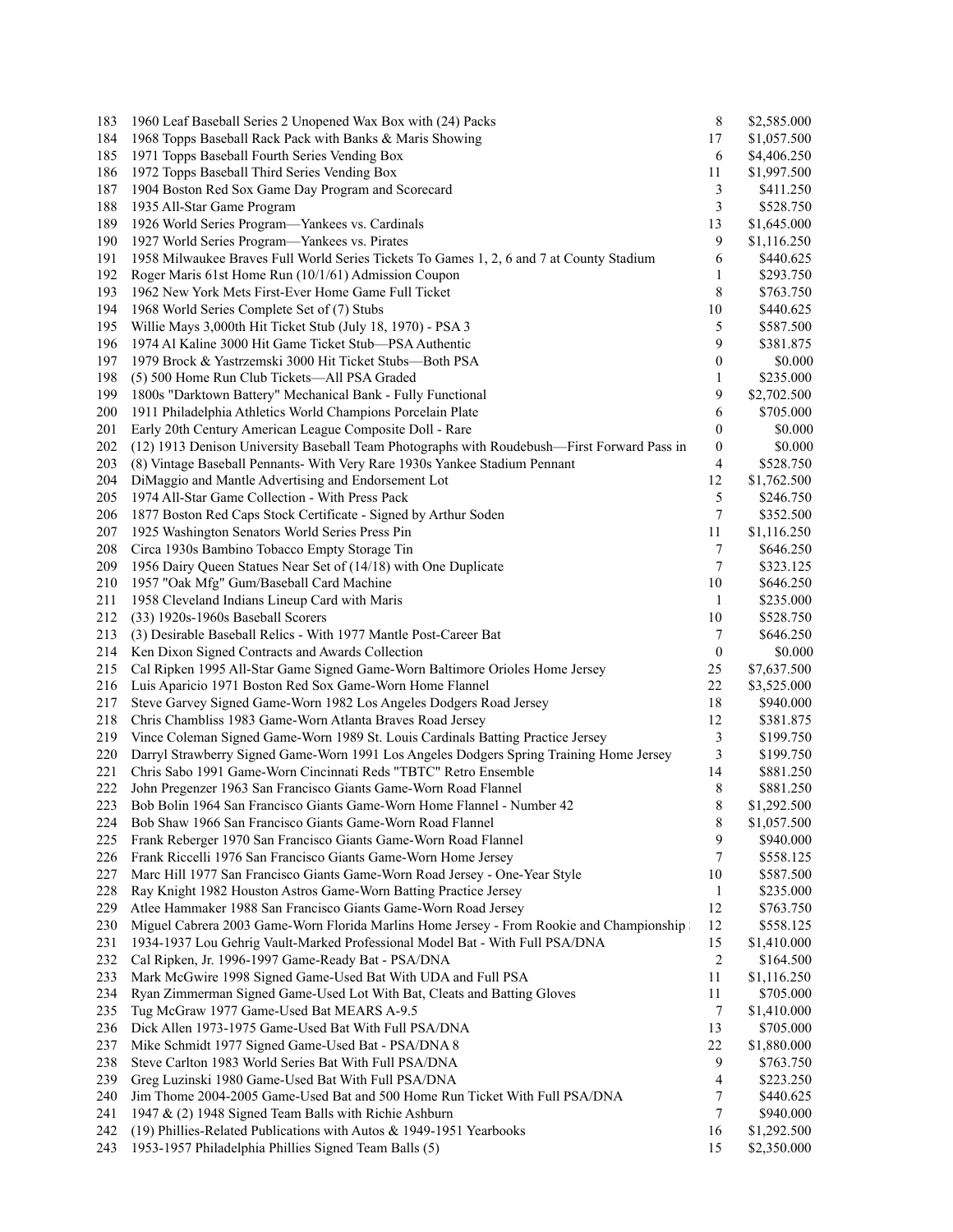| | | | |
|---|---|---|---|
| 183 | 1960 Leaf Baseball Series 2 Unopened Wax Box with (24) Packs | 8 | $2,585.000 |
| 184 | 1968 Topps Baseball Rack Pack with Banks & Maris Showing | 17 | $1,057.500 |
| 185 | 1971 Topps Baseball Fourth Series Vending Box | 6 | $4,406.250 |
| 186 | 1972 Topps Baseball Third Series Vending Box | 11 | $1,997.500 |
| 187 | 1904 Boston Red Sox Game Day Program and Scorecard | 3 | $411.250 |
| 188 | 1935 All-Star Game Program | 3 | $528.750 |
| 189 | 1926 World Series Program—Yankees vs. Cardinals | 13 | $1,645.000 |
| 190 | 1927 World Series Program—Yankees vs. Pirates | 9 | $1,116.250 |
| 191 | 1958 Milwaukee Braves Full World Series Tickets To Games 1, 2, 6 and 7 at County Stadium | 6 | $440.625 |
| 192 | Roger Maris 61st Home Run (10/1/61) Admission Coupon | 1 | $293.750 |
| 193 | 1962 New York Mets First-Ever Home Game Full Ticket | 8 | $763.750 |
| 194 | 1968 World Series Complete Set of (7) Stubs | 10 | $440.625 |
| 195 | Willie Mays 3,000th Hit Ticket Stub (July 18, 1970) - PSA 3 | 5 | $587.500 |
| 196 | 1974 Al Kaline 3000 Hit Game Ticket Stub—PSA Authentic | 9 | $381.875 |
| 197 | 1979 Brock & Yastrzemski 3000 Hit Ticket Stubs—Both PSA | 0 | $0.000 |
| 198 | (5) 500 Home Run Club Tickets—All PSA Graded | 1 | $235.000 |
| 199 | 1800s "Darktown Battery" Mechanical Bank - Fully Functional | 9 | $2,702.500 |
| 200 | 1911 Philadelphia Athletics World Champions Porcelain Plate | 6 | $705.000 |
| 201 | Early 20th Century American League Composite Doll - Rare | 0 | $0.000 |
| 202 | (12) 1913 Denison University Baseball Team Photographs with Roudebush—First Forward Pass in | 0 | $0.000 |
| 203 | (8) Vintage Baseball Pennants- With Very Rare 1930s Yankee Stadium Pennant | 4 | $528.750 |
| 204 | DiMaggio and Mantle Advertising and Endorsement Lot | 12 | $1,762.500 |
| 205 | 1974 All-Star Game Collection - With Press Pack | 5 | $246.750 |
| 206 | 1877 Boston Red Caps Stock Certificate - Signed by Arthur Soden | 7 | $352.500 |
| 207 | 1925 Washington Senators World Series Press Pin | 11 | $1,116.250 |
| 208 | Circa 1930s Bambino Tobacco Empty Storage Tin | 7 | $646.250 |
| 209 | 1956 Dairy Queen Statues Near Set of (14/18) with One Duplicate | 7 | $323.125 |
| 210 | 1957 "Oak Mfg" Gum/Baseball Card Machine | 10 | $646.250 |
| 211 | 1958 Cleveland Indians Lineup Card with Maris | 1 | $235.000 |
| 212 | (33) 1920s-1960s Baseball Scorers | 10 | $528.750 |
| 213 | (3) Desirable Baseball Relics - With 1977 Mantle Post-Career Bat | 7 | $646.250 |
| 214 | Ken Dixon Signed Contracts and Awards Collection | 0 | $0.000 |
| 215 | Cal Ripken 1995 All-Star Game Signed Game-Worn Baltimore Orioles Home Jersey | 25 | $7,637.500 |
| 216 | Luis Aparicio 1971 Boston Red Sox Game-Worn Home Flannel | 22 | $3,525.000 |
| 217 | Steve Garvey Signed Game-Worn 1982 Los Angeles Dodgers Road Jersey | 18 | $940.000 |
| 218 | Chris Chambliss 1983 Game-Worn Atlanta Braves Road Jersey | 12 | $381.875 |
| 219 | Vince Coleman Signed Game-Worn 1989 St. Louis Cardinals Batting Practice Jersey | 3 | $199.750 |
| 220 | Darryl Strawberry Signed Game-Worn 1991 Los Angeles Dodgers Spring Training Home Jersey | 3 | $199.750 |
| 221 | Chris Sabo 1991 Game-Worn Cincinnati Reds "TBTC" Retro Ensemble | 14 | $881.250 |
| 222 | John Pregenzer 1963 San Francisco Giants Game-Worn Road Flannel | 8 | $881.250 |
| 223 | Bob Bolin 1964 San Francisco Giants Game-Worn Home Flannel - Number 42 | 8 | $1,292.500 |
| 224 | Bob Shaw 1966 San Francisco Giants Game-Worn Road Flannel | 8 | $1,057.500 |
| 225 | Frank Reberger 1970 San Francisco Giants Game-Worn Road Flannel | 9 | $940.000 |
| 226 | Frank Riccelli 1976 San Francisco Giants Game-Worn Home Jersey | 7 | $558.125 |
| 227 | Marc Hill 1977 San Francisco Giants Game-Worn Road Jersey - One-Year Style | 10 | $587.500 |
| 228 | Ray Knight 1982 Houston Astros Game-Worn Batting Practice Jersey | 1 | $235.000 |
| 229 | Atlee Hammaker 1988 San Francisco Giants Game-Worn Road Jersey | 12 | $763.750 |
| 230 | Miguel Cabrera 2003 Game-Worn Florida Marlins Home Jersey - From Rookie and Championship | 12 | $558.125 |
| 231 | 1934-1937 Lou Gehrig Vault-Marked Professional Model Bat - With Full PSA/DNA | 15 | $1,410.000 |
| 232 | Cal Ripken, Jr. 1996-1997 Game-Ready Bat - PSA/DNA | 2 | $164.500 |
| 233 | Mark McGwire 1998 Signed Game-Used Bat With UDA and Full PSA | 11 | $1,116.250 |
| 234 | Ryan Zimmerman Signed Game-Used Lot With Bat, Cleats and Batting Gloves | 11 | $705.000 |
| 235 | Tug McGraw 1977 Game-Used Bat MEARS A-9.5 | 7 | $1,410.000 |
| 236 | Dick Allen 1973-1975 Game-Used Bat With Full PSA/DNA | 13 | $705.000 |
| 237 | Mike Schmidt 1977 Signed Game-Used Bat - PSA/DNA 8 | 22 | $1,880.000 |
| 238 | Steve Carlton 1983 World Series Bat With Full PSA/DNA | 9 | $763.750 |
| 239 | Greg Luzinski 1980 Game-Used Bat With Full PSA/DNA | 4 | $223.250 |
| 240 | Jim Thome 2004-2005 Game-Used Bat and 500 Home Run Ticket With Full PSA/DNA | 7 | $440.625 |
| 241 | 1947 & (2) 1948 Signed Team Balls with Richie Ashburn | 7 | $940.000 |
| 242 | (19) Phillies-Related Publications with Autos & 1949-1951 Yearbooks | 16 | $1,292.500 |
| 243 | 1953-1957 Philadelphia Phillies Signed Team Balls (5) | 15 | $2,350.000 |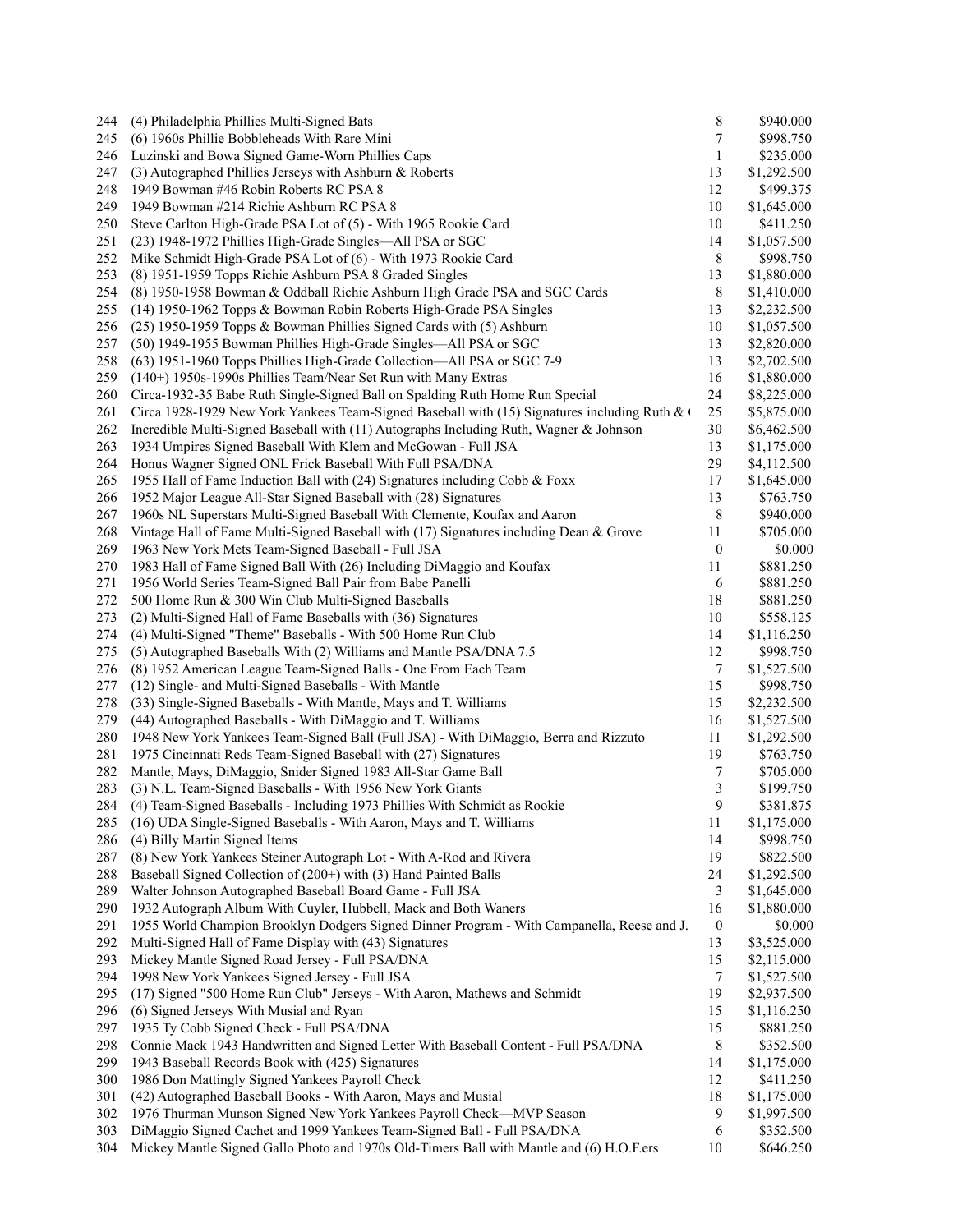| | | | |
|---|---|---|---|
| 244 | (4) Philadelphia Phillies Multi-Signed Bats | 8 | \$940.000 |
| 245 | (6) 1960s Phillie Bobbleheads With Rare Mini | 7 | \$998.750 |
| 246 | Luzinski and Bowa Signed Game-Worn Phillies Caps | 1 | \$235.000 |
| 247 | (3) Autographed Phillies Jerseys with Ashburn & Roberts | 13 | \$1,292.500 |
| 248 | 1949 Bowman #46 Robin Roberts RC PSA 8 | 12 | \$499.375 |
| 249 | 1949 Bowman #214 Richie Ashburn RC PSA 8 | 10 | \$1,645.000 |
| 250 | Steve Carlton High-Grade PSA Lot of (5) - With 1965 Rookie Card | 10 | \$411.250 |
| 251 | (23) 1948-1972 Phillies High-Grade Singles—All PSA or SGC | 14 | \$1,057.500 |
| 252 | Mike Schmidt High-Grade PSA Lot of (6) - With 1973 Rookie Card | 8 | \$998.750 |
| 253 | (8) 1951-1959 Topps Richie Ashburn PSA 8 Graded Singles | 13 | \$1,880.000 |
| 254 | (8) 1950-1958 Bowman & Oddball Richie Ashburn High Grade PSA and SGC Cards | 8 | \$1,410.000 |
| 255 | (14) 1950-1962 Topps & Bowman Robin Roberts High-Grade PSA Singles | 13 | \$2,232.500 |
| 256 | (25) 1950-1959 Topps & Bowman Phillies Signed Cards with (5) Ashburn | 10 | \$1,057.500 |
| 257 | (50) 1949-1955 Bowman Phillies High-Grade Singles—All PSA or SGC | 13 | \$2,820.000 |
| 258 | (63) 1951-1960 Topps Phillies High-Grade Collection—All PSA or SGC 7-9 | 13 | \$2,702.500 |
| 259 | (140+) 1950s-1990s Phillies Team/Near Set Run with Many Extras | 16 | \$1,880.000 |
| 260 | Circa-1932-35 Babe Ruth Single-Signed Ball on Spalding Ruth Home Run Special | 24 | \$8,225.000 |
| 261 | Circa 1928-1929 New York Yankees Team-Signed Baseball with (15) Signatures including Ruth & ( | 25 | \$5,875.000 |
| 262 | Incredible Multi-Signed Baseball with (11) Autographs Including Ruth, Wagner & Johnson | 30 | \$6,462.500 |
| 263 | 1934 Umpires Signed Baseball With Klem and McGowan - Full JSA | 13 | \$1,175.000 |
| 264 | Honus Wagner Signed ONL Frick Baseball With Full PSA/DNA | 29 | \$4,112.500 |
| 265 | 1955 Hall of Fame Induction Ball with (24) Signatures including Cobb & Foxx | 17 | \$1,645.000 |
| 266 | 1952 Major League All-Star Signed Baseball with (28) Signatures | 13 | \$763.750 |
| 267 | 1960s NL Superstars Multi-Signed Baseball With Clemente, Koufax and Aaron | 8 | \$940.000 |
| 268 | Vintage Hall of Fame Multi-Signed Baseball with (17) Signatures including Dean & Grove | 11 | \$705.000 |
| 269 | 1963 New York Mets Team-Signed Baseball - Full JSA | 0 | \$0.000 |
| 270 | 1983 Hall of Fame Signed Ball With (26) Including DiMaggio and Koufax | 11 | \$881.250 |
| 271 | 1956 World Series Team-Signed Ball Pair from Babe Panelli | 6 | \$881.250 |
| 272 | 500 Home Run & 300 Win Club Multi-Signed Baseballs | 18 | \$881.250 |
| 273 | (2) Multi-Signed Hall of Fame Baseballs with (36) Signatures | 10 | \$558.125 |
| 274 | (4) Multi-Signed "Theme" Baseballs - With 500 Home Run Club | 14 | \$1,116.250 |
| 275 | (5) Autographed Baseballs With (2) Williams and Mantle PSA/DNA 7.5 | 12 | \$998.750 |
| 276 | (8) 1952 American League Team-Signed Balls - One From Each Team | 7 | \$1,527.500 |
| 277 | (12) Single- and Multi-Signed Baseballs - With Mantle | 15 | \$998.750 |
| 278 | (33) Single-Signed Baseballs - With Mantle, Mays and T. Williams | 15 | \$2,232.500 |
| 279 | (44) Autographed Baseballs - With DiMaggio and T. Williams | 16 | \$1,527.500 |
| 280 | 1948 New York Yankees Team-Signed Ball (Full JSA) - With DiMaggio, Berra and Rizzuto | 11 | \$1,292.500 |
| 281 | 1975 Cincinnati Reds Team-Signed Baseball with (27) Signatures | 19 | \$763.750 |
| 282 | Mantle, Mays, DiMaggio, Snider Signed 1983 All-Star Game Ball | 7 | \$705.000 |
| 283 | (3) N.L. Team-Signed Baseballs - With 1956 New York Giants | 3 | \$199.750 |
| 284 | (4) Team-Signed Baseballs - Including 1973 Phillies With Schmidt as Rookie | 9 | \$381.875 |
| 285 | (16) UDA Single-Signed Baseballs - With Aaron, Mays and T. Williams | 11 | \$1,175.000 |
| 286 | (4) Billy Martin Signed Items | 14 | \$998.750 |
| 287 | (8) New York Yankees Steiner Autograph Lot - With A-Rod and Rivera | 19 | \$822.500 |
| 288 | Baseball Signed Collection of (200+) with (3) Hand Painted Balls | 24 | \$1,292.500 |
| 289 | Walter Johnson Autographed Baseball Board Game - Full JSA | 3 | \$1,645.000 |
| 290 | 1932 Autograph Album With Cuyler, Hubbell, Mack and Both Waners | 16 | \$1,880.000 |
| 291 | 1955 World Champion Brooklyn Dodgers Signed Dinner Program - With Campanella, Reese and J. | 0 | \$0.000 |
| 292 | Multi-Signed Hall of Fame Display with (43) Signatures | 13 | \$3,525.000 |
| 293 | Mickey Mantle Signed Road Jersey - Full PSA/DNA | 15 | \$2,115.000 |
| 294 | 1998 New York Yankees Signed Jersey - Full JSA | 7 | \$1,527.500 |
| 295 | (17) Signed "500 Home Run Club" Jerseys - With Aaron, Mathews and Schmidt | 19 | \$2,937.500 |
| 296 | (6) Signed Jerseys With Musial and Ryan | 15 | \$1,116.250 |
| 297 | 1935 Ty Cobb Signed Check - Full PSA/DNA | 15 | \$881.250 |
| 298 | Connie Mack 1943 Handwritten and Signed Letter With Baseball Content - Full PSA/DNA | 8 | \$352.500 |
| 299 | 1943 Baseball Records Book with (425) Signatures | 14 | \$1,175.000 |
| 300 | 1986 Don Mattingly Signed Yankees Payroll Check | 12 | \$411.250 |
| 301 | (42) Autographed Baseball Books - With Aaron, Mays and Musial | 18 | \$1,175.000 |
| 302 | 1976 Thurman Munson Signed New York Yankees Payroll Check—MVP Season | 9 | \$1,997.500 |
| 303 | DiMaggio Signed Cachet and 1999 Yankees Team-Signed Ball - Full PSA/DNA | 6 | \$352.500 |
| 304 | Mickey Mantle Signed Gallo Photo and 1970s Old-Timers Ball with Mantle and (6) H.O.F.ers | 10 | \$646.250 |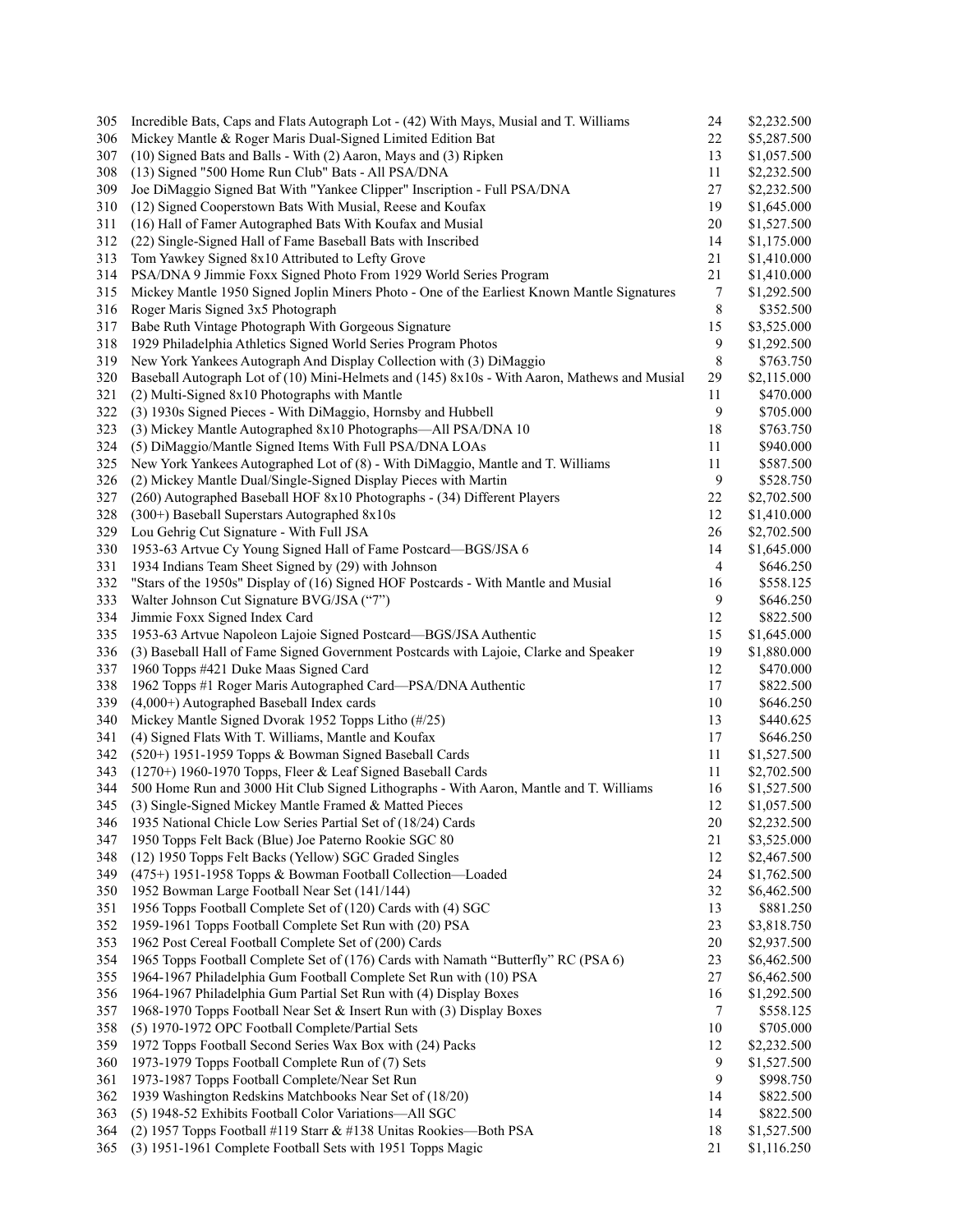| | | | |
|---|---|---|---|
| 305 | Incredible Bats, Caps and Flats Autograph Lot - (42) With Mays, Musial and T. Williams | 24 | $2,232.500 |
| 306 | Mickey Mantle & Roger Maris Dual-Signed Limited Edition Bat | 22 | $5,287.500 |
| 307 | (10) Signed Bats and Balls - With (2) Aaron, Mays and (3) Ripken | 13 | $1,057.500 |
| 308 | (13) Signed "500 Home Run Club" Bats - All PSA/DNA | 11 | $2,232.500 |
| 309 | Joe DiMaggio Signed Bat With "Yankee Clipper" Inscription - Full PSA/DNA | 27 | $2,232.500 |
| 310 | (12) Signed Cooperstown Bats With Musial, Reese and Koufax | 19 | $1,645.000 |
| 311 | (16) Hall of Famer Autographed Bats With Koufax and Musial | 20 | $1,527.500 |
| 312 | (22) Single-Signed Hall of Fame Baseball Bats with Inscribed | 14 | $1,175.000 |
| 313 | Tom Yawkey Signed 8x10 Attributed to Lefty Grove | 21 | $1,410.000 |
| 314 | PSA/DNA 9 Jimmie Foxx Signed Photo From 1929 World Series Program | 21 | $1,410.000 |
| 315 | Mickey Mantle 1950 Signed Joplin Miners Photo - One of the Earliest Known Mantle Signatures | 7 | $1,292.500 |
| 316 | Roger Maris Signed 3x5 Photograph | 8 | $352.500 |
| 317 | Babe Ruth Vintage Photograph With Gorgeous Signature | 15 | $3,525.000 |
| 318 | 1929 Philadelphia Athletics Signed World Series Program Photos | 9 | $1,292.500 |
| 319 | New York Yankees Autograph And Display Collection with (3) DiMaggio | 8 | $763.750 |
| 320 | Baseball Autograph Lot of (10) Mini-Helmets and (145) 8x10s - With Aaron, Mathews and Musial | 29 | $2,115.000 |
| 321 | (2) Multi-Signed 8x10 Photographs with Mantle | 11 | $470.000 |
| 322 | (3) 1930s Signed Pieces - With DiMaggio, Hornsby and Hubbell | 9 | $705.000 |
| 323 | (3) Mickey Mantle Autographed 8x10 Photographs—All PSA/DNA 10 | 18 | $763.750 |
| 324 | (5) DiMaggio/Mantle Signed Items With Full PSA/DNA LOAs | 11 | $940.000 |
| 325 | New York Yankees Autographed Lot of (8) - With DiMaggio, Mantle and T. Williams | 11 | $587.500 |
| 326 | (2) Mickey Mantle Dual/Single-Signed Display Pieces with Martin | 9 | $528.750 |
| 327 | (260) Autographed Baseball HOF 8x10 Photographs - (34) Different Players | 22 | $2,702.500 |
| 328 | (300+) Baseball Superstars Autographed 8x10s | 12 | $1,410.000 |
| 329 | Lou Gehrig Cut Signature - With Full JSA | 26 | $2,702.500 |
| 330 | 1953-63 Artvue Cy Young Signed Hall of Fame Postcard—BGS/JSA 6 | 14 | $1,645.000 |
| 331 | 1934 Indians Team Sheet Signed by (29) with Johnson | 4 | $646.250 |
| 332 | "Stars of the 1950s" Display of (16) Signed HOF Postcards - With Mantle and Musial | 16 | $558.125 |
| 333 | Walter Johnson Cut Signature BVG/JSA ("7") | 9 | $646.250 |
| 334 | Jimmie Foxx Signed Index Card | 12 | $822.500 |
| 335 | 1953-63 Artvue Napoleon Lajoie Signed Postcard—BGS/JSA Authentic | 15 | $1,645.000 |
| 336 | (3) Baseball Hall of Fame Signed Government Postcards with Lajoie, Clarke and Speaker | 19 | $1,880.000 |
| 337 | 1960 Topps #421 Duke Maas Signed Card | 12 | $470.000 |
| 338 | 1962 Topps #1 Roger Maris Autographed Card—PSA/DNA Authentic | 17 | $822.500 |
| 339 | (4,000+) Autographed Baseball Index cards | 10 | $646.250 |
| 340 | Mickey Mantle Signed Dvorak 1952 Topps Litho (#/25) | 13 | $440.625 |
| 341 | (4) Signed Flats With T. Williams, Mantle and Koufax | 17 | $646.250 |
| 342 | (520+) 1951-1959 Topps & Bowman Signed Baseball Cards | 11 | $1,527.500 |
| 343 | (1270+) 1960-1970 Topps, Fleer & Leaf Signed Baseball Cards | 11 | $2,702.500 |
| 344 | 500 Home Run and 3000 Hit Club Signed Lithographs - With Aaron, Mantle and T. Williams | 16 | $1,527.500 |
| 345 | (3) Single-Signed Mickey Mantle Framed & Matted Pieces | 12 | $1,057.500 |
| 346 | 1935 National Chicle Low Series Partial Set of (18/24) Cards | 20 | $2,232.500 |
| 347 | 1950 Topps Felt Back (Blue) Joe Paterno Rookie SGC 80 | 21 | $3,525.000 |
| 348 | (12) 1950 Topps Felt Backs (Yellow) SGC Graded Singles | 12 | $2,467.500 |
| 349 | (475+) 1951-1958 Topps & Bowman Football Collection—Loaded | 24 | $1,762.500 |
| 350 | 1952 Bowman Large Football Near Set (141/144) | 32 | $6,462.500 |
| 351 | 1956 Topps Football Complete Set of (120) Cards with (4) SGC | 13 | $881.250 |
| 352 | 1959-1961 Topps Football Complete Set Run with (20) PSA | 23 | $3,818.750 |
| 353 | 1962 Post Cereal Football Complete Set of (200) Cards | 20 | $2,937.500 |
| 354 | 1965 Topps Football Complete Set of (176) Cards with Namath "Butterfly" RC (PSA 6) | 23 | $6,462.500 |
| 355 | 1964-1967 Philadelphia Gum Football Complete Set Run with (10) PSA | 27 | $6,462.500 |
| 356 | 1964-1967 Philadelphia Gum Partial Set Run with (4) Display Boxes | 16 | $1,292.500 |
| 357 | 1968-1970 Topps Football Near Set & Insert Run with (3) Display Boxes | 7 | $558.125 |
| 358 | (5) 1970-1972 OPC Football Complete/Partial Sets | 10 | $705.000 |
| 359 | 1972 Topps Football Second Series Wax Box with (24) Packs | 12 | $2,232.500 |
| 360 | 1973-1979 Topps Football Complete Run of (7) Sets | 9 | $1,527.500 |
| 361 | 1973-1987 Topps Football Complete/Near Set Run | 9 | $998.750 |
| 362 | 1939 Washington Redskins Matchbooks Near Set of (18/20) | 14 | $822.500 |
| 363 | (5) 1948-52 Exhibits Football Color Variations—All SGC | 14 | $822.500 |
| 364 | (2) 1957 Topps Football #119 Starr & #138 Unitas Rookies—Both PSA | 18 | $1,527.500 |
| 365 | (3) 1951-1961 Complete Football Sets with 1951 Topps Magic | 21 | $1,116.250 |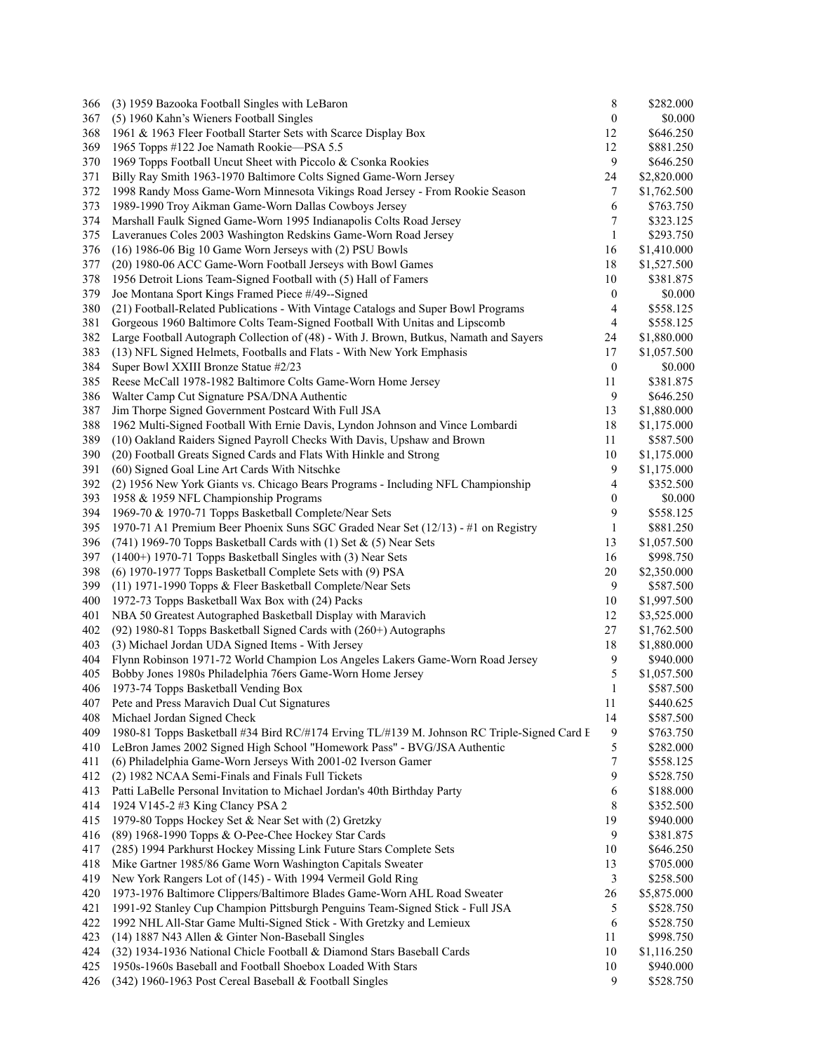| | | | |
|---|---|---|---|
| 366 | (3) 1959 Bazooka Football Singles with LeBaron | 8 | $282.000 |
| 367 | (5) 1960 Kahn's Wieners Football Singles | 0 | $0.000 |
| 368 | 1961 & 1963 Fleer Football Starter Sets with Scarce Display Box | 12 | $646.250 |
| 369 | 1965 Topps #122 Joe Namath Rookie—PSA 5.5 | 12 | $881.250 |
| 370 | 1969 Topps Football Uncut Sheet with Piccolo & Csonka Rookies | 9 | $646.250 |
| 371 | Billy Ray Smith 1963-1970 Baltimore Colts Signed Game-Worn Jersey | 24 | $2,820.000 |
| 372 | 1998 Randy Moss Game-Worn Minnesota Vikings Road Jersey - From Rookie Season | 7 | $1,762.500 |
| 373 | 1989-1990 Troy Aikman Game-Worn Dallas Cowboys Jersey | 6 | $763.750 |
| 374 | Marshall Faulk Signed Game-Worn 1995 Indianapolis Colts Road Jersey | 7 | $323.125 |
| 375 | Laveranues Coles 2003 Washington Redskins Game-Worn Road Jersey | 1 | $293.750 |
| 376 | (16) 1986-06 Big 10 Game Worn Jerseys with (2) PSU Bowls | 16 | $1,410.000 |
| 377 | (20) 1980-06 ACC Game-Worn Football Jerseys with Bowl Games | 18 | $1,527.500 |
| 378 | 1956 Detroit Lions Team-Signed Football with (5) Hall of Famers | 10 | $381.875 |
| 379 | Joe Montana Sport Kings Framed Piece #/49--Signed | 0 | $0.000 |
| 380 | (21) Football-Related Publications - With Vintage Catalogs and Super Bowl Programs | 4 | $558.125 |
| 381 | Gorgeous 1960 Baltimore Colts Team-Signed Football With Unitas and Lipscomb | 4 | $558.125 |
| 382 | Large Football Autograph Collection of (48) - With J. Brown, Butkus, Namath and Sayers | 24 | $1,880.000 |
| 383 | (13) NFL Signed Helmets, Footballs and Flats - With New York Emphasis | 17 | $1,057.500 |
| 384 | Super Bowl XXIII Bronze Statue #2/23 | 0 | $0.000 |
| 385 | Reese McCall 1978-1982 Baltimore Colts Game-Worn Home Jersey | 11 | $381.875 |
| 386 | Walter Camp Cut Signature PSA/DNA Authentic | 9 | $646.250 |
| 387 | Jim Thorpe Signed Government Postcard With Full JSA | 13 | $1,880.000 |
| 388 | 1962 Multi-Signed Football With Ernie Davis, Lyndon Johnson and Vince Lombardi | 18 | $1,175.000 |
| 389 | (10) Oakland Raiders Signed Payroll Checks With Davis, Upshaw and Brown | 11 | $587.500 |
| 390 | (20) Football Greats Signed Cards and Flats With Hinkle and Strong | 10 | $1,175.000 |
| 391 | (60) Signed Goal Line Art Cards With Nitschke | 9 | $1,175.000 |
| 392 | (2) 1956 New York Giants vs. Chicago Bears Programs - Including NFL Championship | 4 | $352.500 |
| 393 | 1958 & 1959 NFL Championship Programs | 0 | $0.000 |
| 394 | 1969-70 & 1970-71 Topps Basketball Complete/Near Sets | 9 | $558.125 |
| 395 | 1970-71 A1 Premium Beer Phoenix Suns SGC Graded Near Set (12/13) - #1 on Registry | 1 | $881.250 |
| 396 | (741) 1969-70 Topps Basketball Cards with (1) Set & (5) Near Sets | 13 | $1,057.500 |
| 397 | (1400+) 1970-71 Topps Basketball Singles with (3) Near Sets | 16 | $998.750 |
| 398 | (6) 1970-1977 Topps Basketball Complete Sets with (9) PSA | 20 | $2,350.000 |
| 399 | (11) 1971-1990 Topps & Fleer Basketball Complete/Near Sets | 9 | $587.500 |
| 400 | 1972-73 Topps Basketball Wax Box with (24) Packs | 10 | $1,997.500 |
| 401 | NBA 50 Greatest Autographed Basketball Display with Maravich | 12 | $3,525.000 |
| 402 | (92) 1980-81 Topps Basketball Signed Cards with (260+) Autographs | 27 | $1,762.500 |
| 403 | (3) Michael Jordan UDA Signed Items - With Jersey | 18 | $1,880.000 |
| 404 | Flynn Robinson 1971-72 World Champion Los Angeles Lakers Game-Worn Road Jersey | 9 | $940.000 |
| 405 | Bobby Jones 1980s Philadelphia 76ers Game-Worn Home Jersey | 5 | $1,057.500 |
| 406 | 1973-74 Topps Basketball Vending Box | 1 | $587.500 |
| 407 | Pete and Press Maravich Dual Cut Signatures | 11 | $440.625 |
| 408 | Michael Jordan Signed Check | 14 | $587.500 |
| 409 | 1980-81 Topps Basketball #34 Bird RC/#174 Erving TL/#139 M. Johnson RC Triple-Signed Card I | 9 | $763.750 |
| 410 | LeBron James 2002 Signed High School "Homework Pass" - BVG/JSA Authentic | 5 | $282.000 |
| 411 | (6) Philadelphia Game-Worn Jerseys With 2001-02 Iverson Gamer | 7 | $558.125 |
| 412 | (2) 1982 NCAA Semi-Finals and Finals Full Tickets | 9 | $528.750 |
| 413 | Patti LaBelle Personal Invitation to Michael Jordan's 40th Birthday Party | 6 | $188.000 |
| 414 | 1924 V145-2 #3 King Clancy PSA 2 | 8 | $352.500 |
| 415 | 1979-80 Topps Hockey Set & Near Set with (2) Gretzky | 19 | $940.000 |
| 416 | (89) 1968-1990 Topps & O-Pee-Chee Hockey Star Cards | 9 | $381.875 |
| 417 | (285) 1994 Parkhurst Hockey Missing Link Future Stars Complete Sets | 10 | $646.250 |
| 418 | Mike Gartner 1985/86 Game Worn Washington Capitals Sweater | 13 | $705.000 |
| 419 | New York Rangers Lot of (145) - With 1994 Vermeil Gold Ring | 3 | $258.500 |
| 420 | 1973-1976 Baltimore Clippers/Baltimore Blades Game-Worn AHL Road Sweater | 26 | $5,875.000 |
| 421 | 1991-92 Stanley Cup Champion Pittsburgh Penguins Team-Signed Stick - Full JSA | 5 | $528.750 |
| 422 | 1992 NHL All-Star Game Multi-Signed Stick - With Gretzky and Lemieux | 6 | $528.750 |
| 423 | (14) 1887 N43 Allen & Ginter Non-Baseball Singles | 11 | $998.750 |
| 424 | (32) 1934-1936 National Chicle Football & Diamond Stars Baseball Cards | 10 | $1,116.250 |
| 425 | 1950s-1960s Baseball and Football Shoebox Loaded With Stars | 10 | $940.000 |
| 426 | (342) 1960-1963 Post Cereal Baseball & Football Singles | 9 | $528.750 |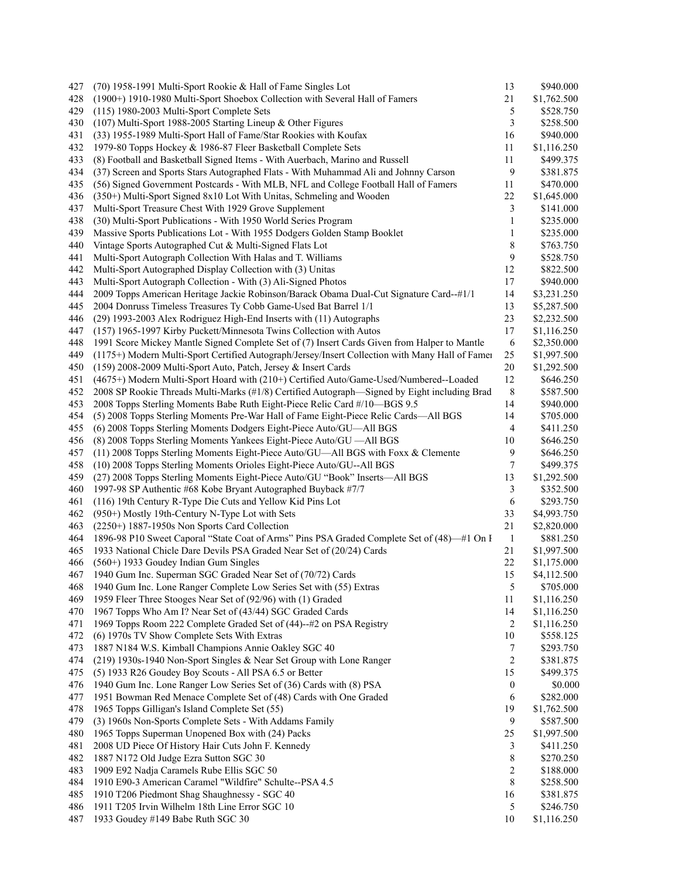| | | | |
|---|---|---|---|
| 427 | (70) 1958-1991 Multi-Sport Rookie & Hall of Fame Singles Lot | 13 | $940.000 |
| 428 | (1900+) 1910-1980 Multi-Sport Shoebox Collection with Several Hall of Famers | 21 | $1,762.500 |
| 429 | (115) 1980-2003 Multi-Sport Complete Sets | 5 | $528.750 |
| 430 | (107) Multi-Sport 1988-2005 Starting Lineup & Other Figures | 3 | $258.500 |
| 431 | (33) 1955-1989 Multi-Sport Hall of Fame/Star Rookies with Koufax | 16 | $940.000 |
| 432 | 1979-80 Topps Hockey & 1986-87 Fleer Basketball Complete Sets | 11 | $1,116.250 |
| 433 | (8) Football and Basketball Signed Items - With Auerbach, Marino and Russell | 11 | $499.375 |
| 434 | (37) Screen and Sports Stars Autographed Flats - With Muhammad Ali and Johnny Carson | 9 | $381.875 |
| 435 | (56) Signed Government Postcards - With MLB, NFL and College Football Hall of Famers | 11 | $470.000 |
| 436 | (350+) Multi-Sport Signed 8x10 Lot With Unitas, Schmeling and Wooden | 22 | $1,645.000 |
| 437 | Multi-Sport Treasure Chest With 1929 Grove Supplement | 3 | $141.000 |
| 438 | (30) Multi-Sport Publications - With 1950 World Series Program | 1 | $235.000 |
| 439 | Massive Sports Publications Lot - With 1955 Dodgers Golden Stamp Booklet | 1 | $235.000 |
| 440 | Vintage Sports Autographed Cut & Multi-Signed Flats Lot | 8 | $763.750 |
| 441 | Multi-Sport Autograph Collection With Halas and T. Williams | 9 | $528.750 |
| 442 | Multi-Sport Autographed Display Collection with (3) Unitas | 12 | $822.500 |
| 443 | Multi-Sport Autograph Collection - With (3) Ali-Signed Photos | 17 | $940.000 |
| 444 | 2009 Topps American Heritage Jackie Robinson/Barack Obama Dual-Cut Signature Card--#1/1 | 14 | $3,231.250 |
| 445 | 2004 Donruss Timeless Treasures Ty Cobb Game-Used Bat Barrel 1/1 | 13 | $5,287.500 |
| 446 | (29) 1993-2003 Alex Rodriguez High-End Inserts with (11) Autographs | 23 | $2,232.500 |
| 447 | (157) 1965-1997 Kirby Puckett/Minnesota Twins Collection with Autos | 17 | $1,116.250 |
| 448 | 1991 Score Mickey Mantle Signed Complete Set of (7) Insert Cards Given from Halper to Mantle | 6 | $2,350.000 |
| 449 | (1175+) Modern Multi-Sport Certified Autograph/Jersey/Insert Collection with Many Hall of Famer | 25 | $1,997.500 |
| 450 | (159) 2008-2009 Multi-Sport Auto, Patch, Jersey & Insert Cards | 20 | $1,292.500 |
| 451 | (4675+) Modern Multi-Sport Hoard with (210+) Certified Auto/Game-Used/Numbered--Loaded | 12 | $646.250 |
| 452 | 2008 SP Rookie Threads Multi-Marks (#1/8) Certified Autograph—Signed by Eight including Brad | 8 | $587.500 |
| 453 | 2008 Topps Sterling Moments Babe Ruth Eight-Piece Relic Card #/10—BGS 9.5 | 14 | $940.000 |
| 454 | (5) 2008 Topps Sterling Moments Pre-War Hall of Fame Eight-Piece Relic Cards—All BGS | 14 | $705.000 |
| 455 | (6) 2008 Topps Sterling Moments Dodgers Eight-Piece Auto/GU—All BGS | 4 | $411.250 |
| 456 | (8) 2008 Topps Sterling Moments Yankees Eight-Piece Auto/GU —All BGS | 10 | $646.250 |
| 457 | (11) 2008 Topps Sterling Moments Eight-Piece Auto/GU—All BGS with Foxx & Clemente | 9 | $646.250 |
| 458 | (10) 2008 Topps Sterling Moments Orioles Eight-Piece Auto/GU--All BGS | 7 | $499.375 |
| 459 | (27) 2008 Topps Sterling Moments Eight-Piece Auto/GU "Book" Inserts—All BGS | 13 | $1,292.500 |
| 460 | 1997-98 SP Authentic #68 Kobe Bryant Autographed Buyback #7/7 | 3 | $352.500 |
| 461 | (116) 19th Century R-Type Die Cuts and Yellow Kid Pins Lot | 6 | $293.750 |
| 462 | (950+) Mostly 19th-Century N-Type Lot with Sets | 33 | $4,993.750 |
| 463 | (2250+) 1887-1950s Non Sports Card Collection | 21 | $2,820.000 |
| 464 | 1896-98 P10 Sweet Caporal "State Coat of Arms" Pins PSA Graded Complete Set of (48)—#1 On I | 1 | $881.250 |
| 465 | 1933 National Chicle Dare Devils PSA Graded Near Set of (20/24) Cards | 21 | $1,997.500 |
| 466 | (560+) 1933 Goudey Indian Gum Singles | 22 | $1,175.000 |
| 467 | 1940 Gum Inc. Superman SGC Graded Near Set of (70/72) Cards | 15 | $4,112.500 |
| 468 | 1940 Gum Inc. Lone Ranger Complete Low Series Set with (55) Extras | 5 | $705.000 |
| 469 | 1959 Fleer Three Stooges Near Set of (92/96) with (1) Graded | 11 | $1,116.250 |
| 470 | 1967 Topps Who Am I? Near Set of (43/44) SGC Graded Cards | 14 | $1,116.250 |
| 471 | 1969 Topps Room 222 Complete Graded Set of (44)--#2 on PSA Registry | 2 | $1,116.250 |
| 472 | (6) 1970s TV Show Complete Sets With Extras | 10 | $558.125 |
| 473 | 1887 N184 W.S. Kimball Champions Annie Oakley SGC 40 | 7 | $293.750 |
| 474 | (219) 1930s-1940 Non-Sport Singles & Near Set Group with Lone Ranger | 2 | $381.875 |
| 475 | (5) 1933 R26 Goudey Boy Scouts - All PSA 6.5 or Better | 15 | $499.375 |
| 476 | 1940 Gum Inc. Lone Ranger Low Series Set of (36) Cards with (8) PSA | 0 | $0.000 |
| 477 | 1951 Bowman Red Menace Complete Set of (48) Cards with One Graded | 6 | $282.000 |
| 478 | 1965 Topps Gilligan's Island Complete Set (55) | 19 | $1,762.500 |
| 479 | (3) 1960s Non-Sports Complete Sets - With Addams Family | 9 | $587.500 |
| 480 | 1965 Topps Superman Unopened Box with (24) Packs | 25 | $1,997.500 |
| 481 | 2008 UD Piece Of History Hair Cuts John F. Kennedy | 3 | $411.250 |
| 482 | 1887 N172 Old Judge Ezra Sutton SGC 30 | 8 | $270.250 |
| 483 | 1909 E92 Nadja Caramels Rube Ellis SGC 50 | 2 | $188.000 |
| 484 | 1910 E90-3 American Caramel "Wildfire" Schulte--PSA 4.5 | 8 | $258.500 |
| 485 | 1910 T206 Piedmont Shag Shaughnessy - SGC 40 | 16 | $381.875 |
| 486 | 1911 T205 Irvin Wilhelm 18th Line Error SGC 10 | 5 | $246.750 |
| 487 | 1933 Goudey #149 Babe Ruth SGC 30 | 10 | $1,116.250 |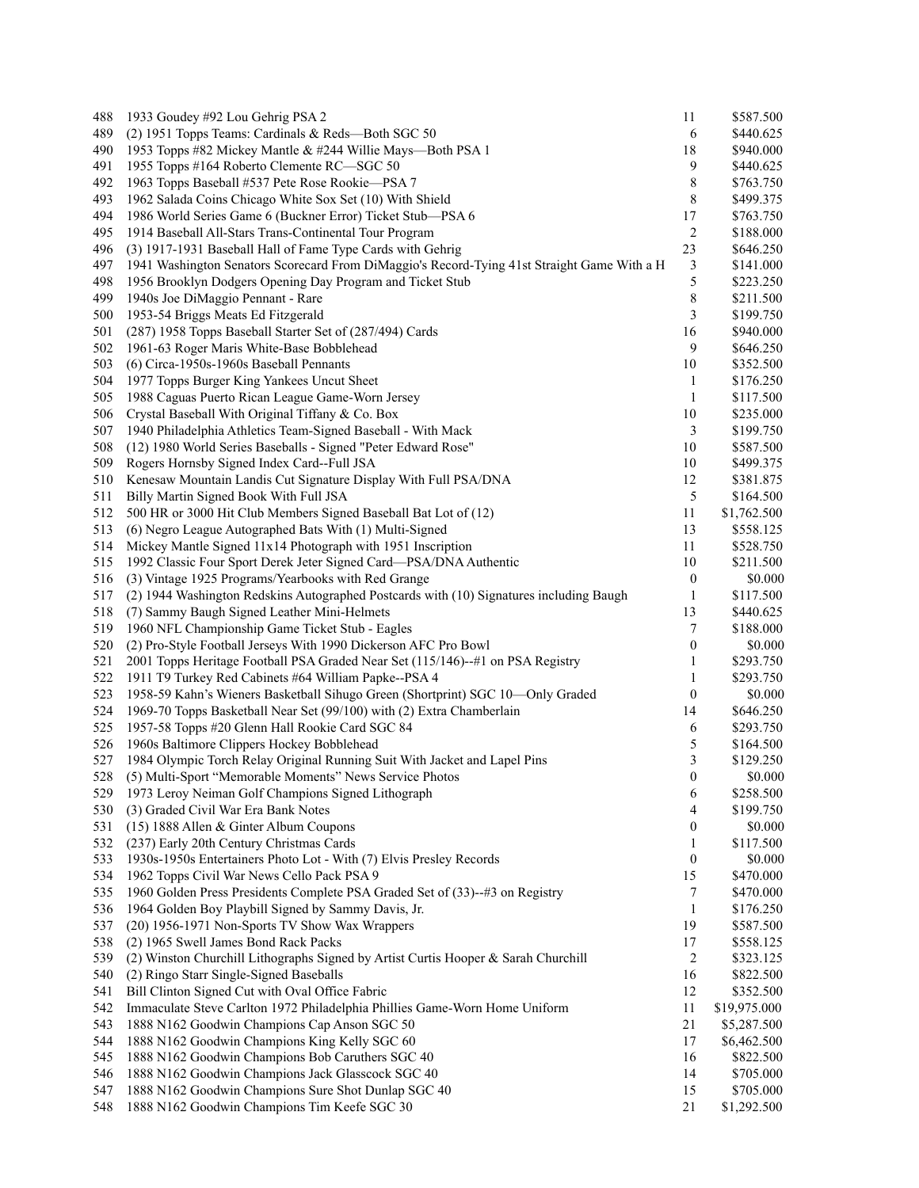| | | | |
|---|---|---|---|
| 488 | 1933 Goudey #92 Lou Gehrig PSA 2 | 11 | $587.500 |
| 489 | (2) 1951 Topps Teams: Cardinals & Reds—Both SGC 50 | 6 | $440.625 |
| 490 | 1953 Topps #82 Mickey Mantle & #244 Willie Mays—Both PSA 1 | 18 | $940.000 |
| 491 | 1955 Topps #164 Roberto Clemente RC—SGC 50 | 9 | $440.625 |
| 492 | 1963 Topps Baseball #537 Pete Rose Rookie—PSA 7 | 8 | $763.750 |
| 493 | 1962 Salada Coins Chicago White Sox Set (10) With Shield | 8 | $499.375 |
| 494 | 1986 World Series Game 6 (Buckner Error) Ticket Stub—PSA 6 | 17 | $763.750 |
| 495 | 1914 Baseball All-Stars Trans-Continental Tour Program | 2 | $188.000 |
| 496 | (3) 1917-1931 Baseball Hall of Fame Type Cards with Gehrig | 23 | $646.250 |
| 497 | 1941 Washington Senators Scorecard From DiMaggio's Record-Tying 41st Straight Game With a H | 3 | $141.000 |
| 498 | 1956 Brooklyn Dodgers Opening Day Program and Ticket Stub | 5 | $223.250 |
| 499 | 1940s Joe DiMaggio Pennant - Rare | 8 | $211.500 |
| 500 | 1953-54 Briggs Meats Ed Fitzgerald | 3 | $199.750 |
| 501 | (287) 1958 Topps Baseball Starter Set of (287/494) Cards | 16 | $940.000 |
| 502 | 1961-63 Roger Maris White-Base Bobblehead | 9 | $646.250 |
| 503 | (6) Circa-1950s-1960s Baseball Pennants | 10 | $352.500 |
| 504 | 1977 Topps Burger King Yankees Uncut Sheet | 1 | $176.250 |
| 505 | 1988 Caguas Puerto Rican League Game-Worn Jersey | 1 | $117.500 |
| 506 | Crystal Baseball With Original Tiffany & Co. Box | 10 | $235.000 |
| 507 | 1940 Philadelphia Athletics Team-Signed Baseball - With Mack | 3 | $199.750 |
| 508 | (12) 1980 World Series Baseballs - Signed "Peter Edward Rose" | 10 | $587.500 |
| 509 | Rogers Hornsby Signed Index Card--Full JSA | 10 | $499.375 |
| 510 | Kenesaw Mountain Landis Cut Signature Display With Full PSA/DNA | 12 | $381.875 |
| 511 | Billy Martin Signed Book With Full JSA | 5 | $164.500 |
| 512 | 500 HR or 3000 Hit Club Members Signed Baseball Bat Lot of (12) | 11 | $1,762.500 |
| 513 | (6) Negro League Autographed Bats With (1) Multi-Signed | 13 | $558.125 |
| 514 | Mickey Mantle Signed 11x14 Photograph with 1951 Inscription | 11 | $528.750 |
| 515 | 1992 Classic Four Sport Derek Jeter Signed Card—PSA/DNA Authentic | 10 | $211.500 |
| 516 | (3) Vintage 1925 Programs/Yearbooks with Red Grange | 0 | $0.000 |
| 517 | (2) 1944 Washington Redskins Autographed Postcards with (10) Signatures including Baugh | 1 | $117.500 |
| 518 | (7) Sammy Baugh Signed Leather Mini-Helmets | 13 | $440.625 |
| 519 | 1960 NFL Championship Game Ticket Stub - Eagles | 7 | $188.000 |
| 520 | (2) Pro-Style Football Jerseys With 1990 Dickerson AFC Pro Bowl | 0 | $0.000 |
| 521 | 2001 Topps Heritage Football PSA Graded Near Set (115/146)--#1 on PSA Registry | 1 | $293.750 |
| 522 | 1911 T9 Turkey Red Cabinets #64 William Papke--PSA 4 | 1 | $293.750 |
| 523 | 1958-59 Kahn's Wieners Basketball Sihugo Green (Shortprint) SGC 10—Only Graded | 0 | $0.000 |
| 524 | 1969-70 Topps Basketball Near Set (99/100) with (2) Extra Chamberlain | 14 | $646.250 |
| 525 | 1957-58 Topps #20 Glenn Hall Rookie Card SGC 84 | 6 | $293.750 |
| 526 | 1960s Baltimore Clippers Hockey Bobblehead | 5 | $164.500 |
| 527 | 1984 Olympic Torch Relay Original Running Suit With Jacket and Lapel Pins | 3 | $129.250 |
| 528 | (5) Multi-Sport "Memorable Moments" News Service Photos | 0 | $0.000 |
| 529 | 1973 Leroy Neiman Golf Champions Signed Lithograph | 6 | $258.500 |
| 530 | (3) Graded Civil War Era Bank Notes | 4 | $199.750 |
| 531 | (15) 1888 Allen & Ginter Album Coupons | 0 | $0.000 |
| 532 | (237) Early 20th Century Christmas Cards | 1 | $117.500 |
| 533 | 1930s-1950s Entertainers Photo Lot - With (7) Elvis Presley Records | 0 | $0.000 |
| 534 | 1962 Topps Civil War News Cello Pack PSA 9 | 15 | $470.000 |
| 535 | 1960 Golden Press Presidents Complete PSA Graded Set of (33)--#3 on Registry | 7 | $470.000 |
| 536 | 1964 Golden Boy Playbill Signed by Sammy Davis, Jr. | 1 | $176.250 |
| 537 | (20) 1956-1971 Non-Sports TV Show Wax Wrappers | 19 | $587.500 |
| 538 | (2) 1965 Swell James Bond Rack Packs | 17 | $558.125 |
| 539 | (2) Winston Churchill Lithographs Signed by Artist Curtis Hooper & Sarah Churchill | 2 | $323.125 |
| 540 | (2) Ringo Starr Single-Signed Baseballs | 16 | $822.500 |
| 541 | Bill Clinton Signed Cut with Oval Office Fabric | 12 | $352.500 |
| 542 | Immaculate Steve Carlton 1972 Philadelphia Phillies Game-Worn Home Uniform | 11 | $19,975.000 |
| 543 | 1888 N162 Goodwin Champions Cap Anson SGC 50 | 21 | $5,287.500 |
| 544 | 1888 N162 Goodwin Champions King Kelly SGC 60 | 17 | $6,462.500 |
| 545 | 1888 N162 Goodwin Champions Bob Caruthers SGC 40 | 16 | $822.500 |
| 546 | 1888 N162 Goodwin Champions Jack Glasscock SGC 40 | 14 | $705.000 |
| 547 | 1888 N162 Goodwin Champions Sure Shot Dunlap SGC 40 | 15 | $705.000 |
| 548 | 1888 N162 Goodwin Champions Tim Keefe SGC 30 | 21 | $1,292.500 |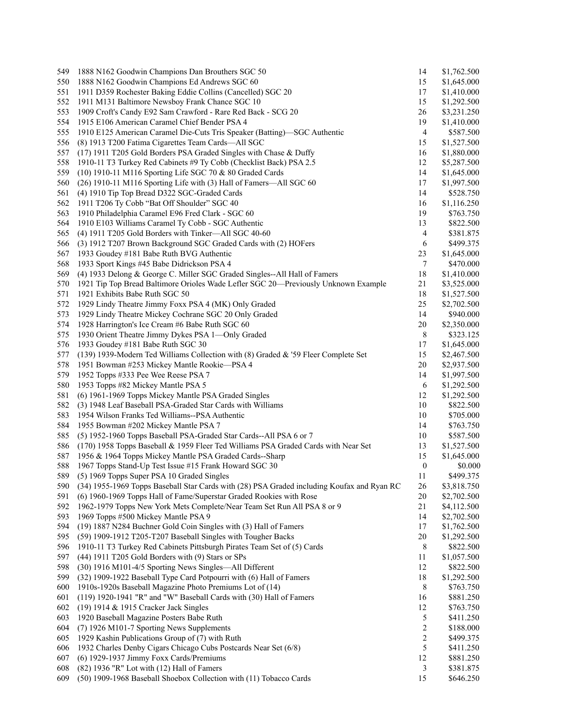| | | | |
|---|---|---|---|
| 549 | 1888 N162 Goodwin Champions Dan Brouthers SGC 50 | 14 | $1,762.500 |
| 550 | 1888 N162 Goodwin Champions Ed Andrews SGC 60 | 15 | $1,645.000 |
| 551 | 1911 D359 Rochester Baking Eddie Collins (Cancelled) SGC 20 | 17 | $1,410.000 |
| 552 | 1911 M131 Baltimore Newsboy Frank Chance SGC 10 | 15 | $1,292.500 |
| 553 | 1909 Croft's Candy E92 Sam Crawford - Rare Red Back - SCG 20 | 26 | $3,231.250 |
| 554 | 1915 E106 American Caramel Chief Bender PSA 4 | 19 | $1,410.000 |
| 555 | 1910 E125 American Caramel Die-Cuts Tris Speaker (Batting)—SGC Authentic | 4 | $587.500 |
| 556 | (8) 1913 T200 Fatima Cigarettes Team Cards—All SGC | 15 | $1,527.500 |
| 557 | (17) 1911 T205 Gold Borders PSA Graded Singles with Chase & Duffy | 16 | $1,880.000 |
| 558 | 1910-11 T3 Turkey Red Cabinets #9 Ty Cobb (Checklist Back) PSA 2.5 | 12 | $5,287.500 |
| 559 | (10) 1910-11 M116 Sporting Life SGC 70 & 80 Graded Cards | 14 | $1,645.000 |
| 560 | (26) 1910-11 M116 Sporting Life with (3) Hall of Famers—All SGC 60 | 17 | $1,997.500 |
| 561 | (4) 1910 Tip Top Bread D322 SGC-Graded Cards | 14 | $528.750 |
| 562 | 1911 T206 Ty Cobb "Bat Off Shoulder" SGC 40 | 16 | $1,116.250 |
| 563 | 1910 Philadelphia Caramel E96 Fred Clark - SGC 60 | 19 | $763.750 |
| 564 | 1910 E103 Williams Caramel Ty Cobb - SGC Authentic | 13 | $822.500 |
| 565 | (4) 1911 T205 Gold Borders with Tinker—All SGC 40-60 | 4 | $381.875 |
| 566 | (3) 1912 T207 Brown Background SGC Graded Cards with (2) HOFers | 6 | $499.375 |
| 567 | 1933 Goudey #181 Babe Ruth BVG Authentic | 23 | $1,645.000 |
| 568 | 1933 Sport Kings #45 Babe Didrickson PSA 4 | 7 | $470.000 |
| 569 | (4) 1933 Delong & George C. Miller SGC Graded Singles--All Hall of Famers | 18 | $1,410.000 |
| 570 | 1921 Tip Top Bread Baltimore Orioles Wade Lefler SGC 20—Previously Unknown Example | 21 | $3,525.000 |
| 571 | 1921 Exhibits Babe Ruth SGC 50 | 18 | $1,527.500 |
| 572 | 1929 Lindy Theatre Jimmy Foxx PSA 4 (MK) Only Graded | 25 | $2,702.500 |
| 573 | 1929 Lindy Theatre Mickey Cochrane SGC 20 Only Graded | 14 | $940.000 |
| 574 | 1928 Harrington's Ice Cream #6 Babe Ruth SGC 60 | 20 | $2,350.000 |
| 575 | 1930 Orient Theatre Jimmy Dykes PSA 1—Only Graded | 8 | $323.125 |
| 576 | 1933 Goudey #181 Babe Ruth SGC 30 | 17 | $1,645.000 |
| 577 | (139) 1939-Modern Ted Williams Collection with (8) Graded & '59 Fleer Complete Set | 15 | $2,467.500 |
| 578 | 1951 Bowman #253 Mickey Mantle Rookie—PSA 4 | 20 | $2,937.500 |
| 579 | 1952 Topps #333 Pee Wee Reese PSA 7 | 14 | $1,997.500 |
| 580 | 1953 Topps #82 Mickey Mantle PSA 5 | 6 | $1,292.500 |
| 581 | (6) 1961-1969 Topps Mickey Mantle PSA Graded Singles | 12 | $1,292.500 |
| 582 | (3) 1948 Leaf Baseball PSA-Graded Star Cards with Williams | 10 | $822.500 |
| 583 | 1954 Wilson Franks Ted Williams--PSA Authentic | 10 | $705.000 |
| 584 | 1955 Bowman #202 Mickey Mantle PSA 7 | 14 | $763.750 |
| 585 | (5) 1952-1960 Topps Baseball PSA-Graded Star Cards--All PSA 6 or 7 | 10 | $587.500 |
| 586 | (170) 1958 Topps Baseball & 1959 Fleer Ted Williams PSA Graded Cards with Near Set | 13 | $1,527.500 |
| 587 | 1956 & 1964 Topps Mickey Mantle PSA Graded Cards--Sharp | 15 | $1,645.000 |
| 588 | 1967 Topps Stand-Up Test Issue #15 Frank Howard SGC 30 | 0 | $0.000 |
| 589 | (5) 1969 Topps Super PSA 10 Graded Singles | 11 | $499.375 |
| 590 | (34) 1955-1969 Topps Baseball Star Cards with (28) PSA Graded including Koufax and Ryan RC | 26 | $3,818.750 |
| 591 | (6) 1960-1969 Topps Hall of Fame/Superstar Graded Rookies with Rose | 20 | $2,702.500 |
| 592 | 1962-1979 Topps New York Mets Complete/Near Team Set Run All PSA 8 or 9 | 21 | $4,112.500 |
| 593 | 1969 Topps #500 Mickey Mantle PSA 9 | 14 | $2,702.500 |
| 594 | (19) 1887 N284 Buchner Gold Coin Singles with (3) Hall of Famers | 17 | $1,762.500 |
| 595 | (59) 1909-1912 T205-T207 Baseball Singles with Tougher Backs | 20 | $1,292.500 |
| 596 | 1910-11 T3 Turkey Red Cabinets Pittsburgh Pirates Team Set of (5) Cards | 8 | $822.500 |
| 597 | (44) 1911 T205 Gold Borders with (9) Stars or SPs | 11 | $1,057.500 |
| 598 | (30) 1916 M101-4/5 Sporting News Singles—All Different | 12 | $822.500 |
| 599 | (32) 1909-1922 Baseball Type Card Potpourri with (6) Hall of Famers | 18 | $1,292.500 |
| 600 | 1910s-1920s Baseball Magazine Photo Premiums Lot of (14) | 8 | $763.750 |
| 601 | (119) 1920-1941 "R" and "W" Baseball Cards with (30) Hall of Famers | 16 | $881.250 |
| 602 | (19) 1914 & 1915 Cracker Jack Singles | 12 | $763.750 |
| 603 | 1920 Baseball Magazine Posters Babe Ruth | 5 | $411.250 |
| 604 | (7) 1926 M101-7 Sporting News Supplements | 2 | $188.000 |
| 605 | 1929 Kashin Publications Group of (7) with Ruth | 2 | $499.375 |
| 606 | 1932 Charles Denby Cigars Chicago Cubs Postcards Near Set (6/8) | 5 | $411.250 |
| 607 | (6) 1929-1937 Jimmy Foxx Cards/Premiums | 12 | $881.250 |
| 608 | (82) 1936 "R" Lot with (12) Hall of Famers | 3 | $381.875 |
| 609 | (50) 1909-1968 Baseball Shoebox Collection with (11) Tobacco Cards | 15 | $646.250 |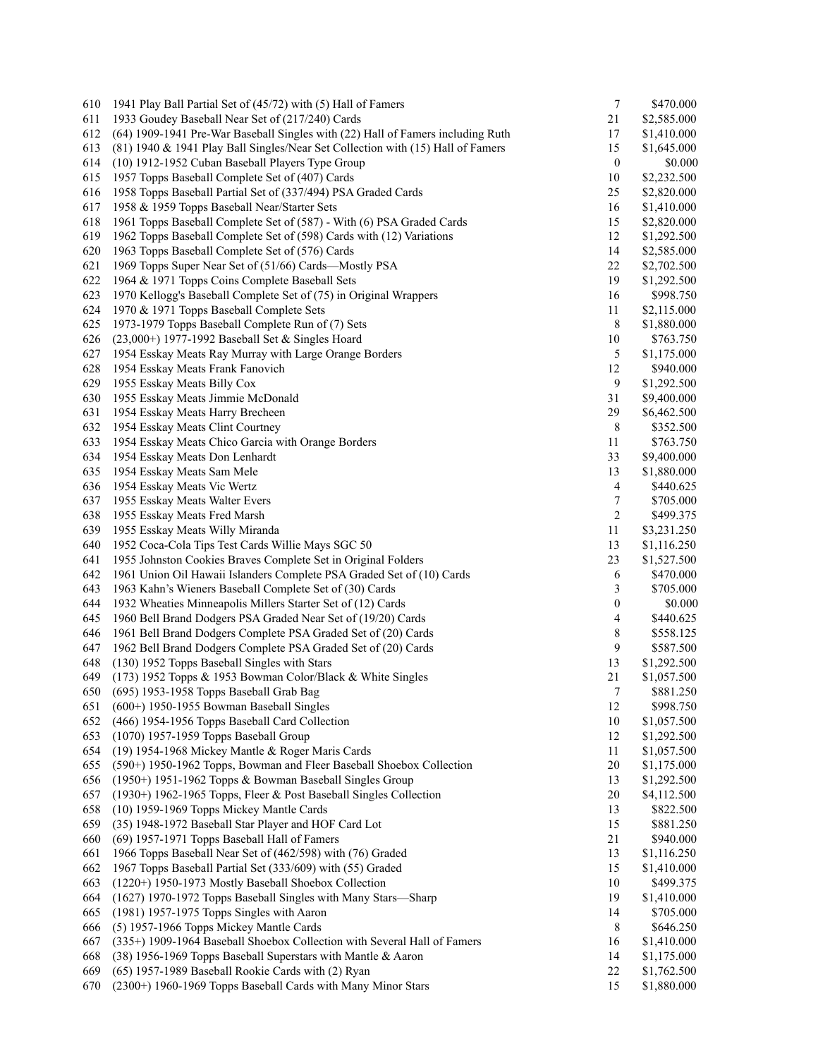| | | | |
|---|---|---|---|
| 610 | 1941 Play Ball Partial Set of (45/72) with (5) Hall of Famers | 7 | \$470.000 |
| 611 | 1933 Goudey Baseball Near Set of (217/240) Cards | 21 | \$2,585.000 |
| 612 | (64) 1909-1941 Pre-War Baseball Singles with (22) Hall of Famers including Ruth | 17 | \$1,410.000 |
| 613 | (81) 1940 & 1941 Play Ball Singles/Near Set Collection with (15) Hall of Famers | 15 | \$1,645.000 |
| 614 | (10) 1912-1952 Cuban Baseball Players Type Group | 0 | \$0.000 |
| 615 | 1957 Topps Baseball Complete Set of (407) Cards | 10 | \$2,232.500 |
| 616 | 1958 Topps Baseball Partial Set of (337/494) PSA Graded Cards | 25 | \$2,820.000 |
| 617 | 1958 & 1959 Topps Baseball Near/Starter Sets | 16 | \$1,410.000 |
| 618 | 1961 Topps Baseball Complete Set of (587) - With (6) PSA Graded Cards | 15 | \$2,820.000 |
| 619 | 1962 Topps Baseball Complete Set of (598) Cards with (12) Variations | 12 | \$1,292.500 |
| 620 | 1963 Topps Baseball Complete Set of (576) Cards | 14 | \$2,585.000 |
| 621 | 1969 Topps Super Near Set of (51/66) Cards—Mostly PSA | 22 | \$2,702.500 |
| 622 | 1964 & 1971 Topps Coins Complete Baseball Sets | 19 | \$1,292.500 |
| 623 | 1970 Kellogg's Baseball Complete Set of (75) in Original Wrappers | 16 | \$998.750 |
| 624 | 1970 & 1971 Topps Baseball Complete Sets | 11 | \$2,115.000 |
| 625 | 1973-1979 Topps Baseball Complete Run of (7) Sets | 8 | \$1,880.000 |
| 626 | (23,000+) 1977-1992 Baseball Set & Singles Hoard | 10 | \$763.750 |
| 627 | 1954 Esskay Meats Ray Murray with Large Orange Borders | 5 | \$1,175.000 |
| 628 | 1954 Esskay Meats Frank Fanovich | 12 | \$940.000 |
| 629 | 1955 Esskay Meats Billy Cox | 9 | \$1,292.500 |
| 630 | 1955 Esskay Meats Jimmie McDonald | 31 | \$9,400.000 |
| 631 | 1954 Esskay Meats Harry Brecheen | 29 | \$6,462.500 |
| 632 | 1954 Esskay Meats Clint Courtney | 8 | \$352.500 |
| 633 | 1954 Esskay Meats Chico Garcia with Orange Borders | 11 | \$763.750 |
| 634 | 1954 Esskay Meats Don Lenhardt | 33 | \$9,400.000 |
| 635 | 1954 Esskay Meats Sam Mele | 13 | \$1,880.000 |
| 636 | 1954 Esskay Meats Vic Wertz | 4 | \$440.625 |
| 637 | 1955 Esskay Meats Walter Evers | 7 | \$705.000 |
| 638 | 1955 Esskay Meats Fred Marsh | 2 | \$499.375 |
| 639 | 1955 Esskay Meats Willy Miranda | 11 | \$3,231.250 |
| 640 | 1952 Coca-Cola Tips Test Cards Willie Mays SGC 50 | 13 | \$1,116.250 |
| 641 | 1955 Johnston Cookies Braves Complete Set in Original Folders | 23 | \$1,527.500 |
| 642 | 1961 Union Oil Hawaii Islanders Complete PSA Graded Set of (10) Cards | 6 | \$470.000 |
| 643 | 1963 Kahn's Wieners Baseball Complete Set of (30) Cards | 3 | \$705.000 |
| 644 | 1932 Wheaties Minneapolis Millers Starter Set of (12) Cards | 0 | \$0.000 |
| 645 | 1960 Bell Brand Dodgers PSA Graded Near Set of (19/20) Cards | 4 | \$440.625 |
| 646 | 1961 Bell Brand Dodgers Complete PSA Graded Set of (20) Cards | 8 | \$558.125 |
| 647 | 1962 Bell Brand Dodgers Complete PSA Graded Set of (20) Cards | 9 | \$587.500 |
| 648 | (130) 1952 Topps Baseball Singles with Stars | 13 | \$1,292.500 |
| 649 | (173) 1952 Topps & 1953 Bowman Color/Black & White Singles | 21 | \$1,057.500 |
| 650 | (695) 1953-1958 Topps Baseball Grab Bag | 7 | \$881.250 |
| 651 | (600+) 1950-1955 Bowman Baseball Singles | 12 | \$998.750 |
| 652 | (466) 1954-1956 Topps Baseball Card Collection | 10 | \$1,057.500 |
| 653 | (1070) 1957-1959 Topps Baseball Group | 12 | \$1,292.500 |
| 654 | (19) 1954-1968 Mickey Mantle & Roger Maris Cards | 11 | \$1,057.500 |
| 655 | (590+) 1950-1962 Topps, Bowman and Fleer Baseball Shoebox Collection | 20 | \$1,175.000 |
| 656 | (1950+) 1951-1962 Topps & Bowman Baseball Singles Group | 13 | \$1,292.500 |
| 657 | (1930+) 1962-1965 Topps, Fleer & Post Baseball Singles Collection | 20 | \$4,112.500 |
| 658 | (10) 1959-1969 Topps Mickey Mantle Cards | 13 | \$822.500 |
| 659 | (35) 1948-1972 Baseball Star Player and HOF Card Lot | 15 | \$881.250 |
| 660 | (69) 1957-1971 Topps Baseball Hall of Famers | 21 | \$940.000 |
| 661 | 1966 Topps Baseball Near Set of (462/598) with (76) Graded | 13 | \$1,116.250 |
| 662 | 1967 Topps Baseball Partial Set (333/609) with (55) Graded | 15 | \$1,410.000 |
| 663 | (1220+) 1950-1973 Mostly Baseball Shoebox Collection | 10 | \$499.375 |
| 664 | (1627) 1970-1972 Topps Baseball Singles with Many Stars—Sharp | 19 | \$1,410.000 |
| 665 | (1981) 1957-1975 Topps Singles with Aaron | 14 | \$705.000 |
| 666 | (5) 1957-1966 Topps Mickey Mantle Cards | 8 | \$646.250 |
| 667 | (335+) 1909-1964 Baseball Shoebox Collection with Several Hall of Famers | 16 | \$1,410.000 |
| 668 | (38) 1956-1969 Topps Baseball Superstars with Mantle & Aaron | 14 | \$1,175.000 |
| 669 | (65) 1957-1989 Baseball Rookie Cards with (2) Ryan | 22 | \$1,762.500 |
| 670 | (2300+) 1960-1969 Topps Baseball Cards with Many Minor Stars | 15 | \$1,880.000 |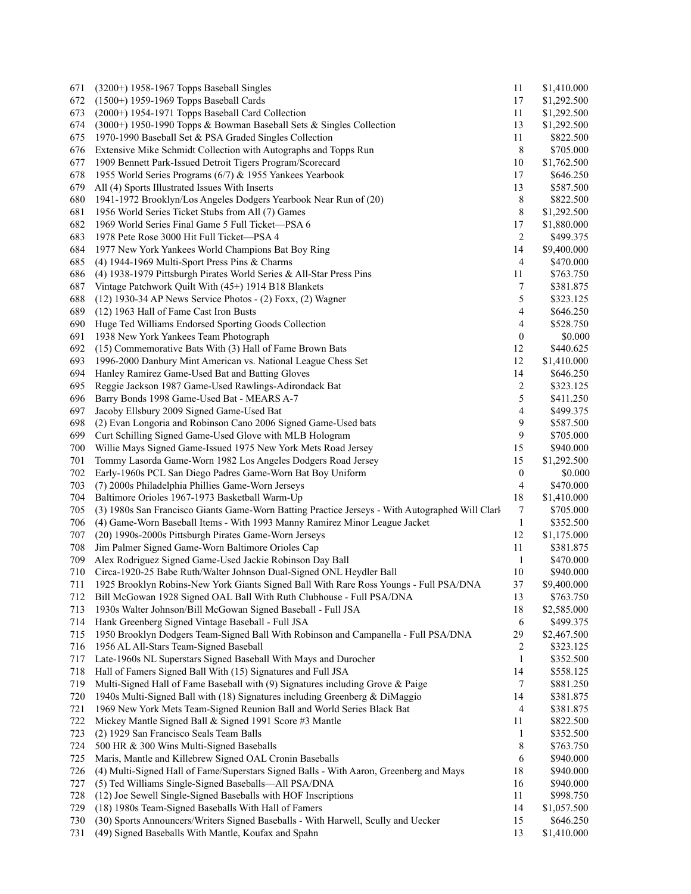| | | | |
|---|---|---|---|
| 671 | (3200+) 1958-1967 Topps Baseball Singles | 11 | \$1,410.000 |
| 672 | (1500+) 1959-1969 Topps Baseball Cards | 17 | \$1,292.500 |
| 673 | (2000+) 1954-1971 Topps Baseball Card Collection | 11 | \$1,292.500 |
| 674 | (3000+) 1950-1990 Topps & Bowman Baseball Sets & Singles Collection | 13 | \$1,292.500 |
| 675 | 1970-1990 Baseball Set & PSA Graded Singles Collection | 11 | \$822.500 |
| 676 | Extensive Mike Schmidt Collection with Autographs and Topps Run | 8 | \$705.000 |
| 677 | 1909 Bennett Park-Issued Detroit Tigers Program/Scorecard | 10 | \$1,762.500 |
| 678 | 1955 World Series Programs (6/7) & 1955 Yankees Yearbook | 17 | \$646.250 |
| 679 | All (4) Sports Illustrated Issues With Inserts | 13 | \$587.500 |
| 680 | 1941-1972 Brooklyn/Los Angeles Dodgers Yearbook Near Run of (20) | 8 | \$822.500 |
| 681 | 1956 World Series Ticket Stubs from All (7) Games | 8 | \$1,292.500 |
| 682 | 1969 World Series Final Game 5 Full Ticket—PSA 6 | 17 | \$1,880.000 |
| 683 | 1978 Pete Rose 3000 Hit Full Ticket—PSA 4 | 2 | \$499.375 |
| 684 | 1977 New York Yankees World Champions Bat Boy Ring | 14 | \$9,400.000 |
| 685 | (4) 1944-1969 Multi-Sport Press Pins & Charms | 4 | \$470.000 |
| 686 | (4) 1938-1979 Pittsburgh Pirates World Series & All-Star Press Pins | 11 | \$763.750 |
| 687 | Vintage Patchwork Quilt With (45+) 1914 B18 Blankets | 7 | \$381.875 |
| 688 | (12) 1930-34 AP News Service Photos - (2) Foxx, (2) Wagner | 5 | \$323.125 |
| 689 | (12) 1963 Hall of Fame Cast Iron Busts | 4 | \$646.250 |
| 690 | Huge Ted Williams Endorsed Sporting Goods Collection | 4 | \$528.750 |
| 691 | 1938 New York Yankees Team Photograph | 0 | \$0.000 |
| 692 | (15) Commemorative Bats With (3) Hall of Fame Brown Bats | 12 | \$440.625 |
| 693 | 1996-2000 Danbury Mint American vs. National League Chess Set | 12 | \$1,410.000 |
| 694 | Hanley Ramirez Game-Used Bat and Batting Gloves | 14 | \$646.250 |
| 695 | Reggie Jackson 1987 Game-Used Rawlings-Adirondack Bat | 2 | \$323.125 |
| 696 | Barry Bonds 1998 Game-Used Bat - MEARS A-7 | 5 | \$411.250 |
| 697 | Jacoby Ellsbury 2009 Signed Game-Used Bat | 4 | \$499.375 |
| 698 | (2) Evan Longoria and Robinson Cano 2006 Signed Game-Used bats | 9 | \$587.500 |
| 699 | Curt Schilling Signed Game-Used Glove with MLB Hologram | 9 | \$705.000 |
| 700 | Willie Mays Signed Game-Issued 1975 New York Mets Road Jersey | 15 | \$940.000 |
| 701 | Tommy Lasorda Game-Worn 1982 Los Angeles Dodgers Road Jersey | 15 | \$1,292.500 |
| 702 | Early-1960s PCL San Diego Padres Game-Worn Bat Boy Uniform | 0 | \$0.000 |
| 703 | (7) 2000s Philadelphia Phillies Game-Worn Jerseys | 4 | \$470.000 |
| 704 | Baltimore Orioles 1967-1973 Basketball Warm-Up | 18 | \$1,410.000 |
| 705 | (3) 1980s San Francisco Giants Game-Worn Batting Practice Jerseys - With Autographed Will Clark | 7 | \$705.000 |
| 706 | (4) Game-Worn Baseball Items - With 1993 Manny Ramirez Minor League Jacket | 1 | \$352.500 |
| 707 | (20) 1990s-2000s Pittsburgh Pirates Game-Worn Jerseys | 12 | \$1,175.000 |
| 708 | Jim Palmer Signed Game-Worn Baltimore Orioles Cap | 11 | \$381.875 |
| 709 | Alex Rodriguez Signed Game-Used Jackie Robinson Day Ball | 1 | \$470.000 |
| 710 | Circa-1920-25 Babe Ruth/Walter Johnson Dual-Signed ONL Heydler Ball | 10 | \$940.000 |
| 711 | 1925 Brooklyn Robins-New York Giants Signed Ball With Rare Ross Youngs - Full PSA/DNA | 37 | \$9,400.000 |
| 712 | Bill McGowan 1928 Signed OAL Ball With Ruth Clubhouse - Full PSA/DNA | 13 | \$763.750 |
| 713 | 1930s Walter Johnson/Bill McGowan Signed Baseball - Full JSA | 18 | \$2,585.000 |
| 714 | Hank Greenberg Signed Vintage Baseball - Full JSA | 6 | \$499.375 |
| 715 | 1950 Brooklyn Dodgers Team-Signed Ball With Robinson and Campanella - Full PSA/DNA | 29 | \$2,467.500 |
| 716 | 1956 AL All-Stars Team-Signed Baseball | 2 | \$323.125 |
| 717 | Late-1960s NL Superstars Signed Baseball With Mays and Durocher | 1 | \$352.500 |
| 718 | Hall of Famers Signed Ball With (15) Signatures and Full JSA | 14 | \$558.125 |
| 719 | Multi-Signed Hall of Fame Baseball with (9) Signatures including Grove & Paige | 7 | \$881.250 |
| 720 | 1940s Multi-Signed Ball with (18) Signatures including Greenberg & DiMaggio | 14 | \$381.875 |
| 721 | 1969 New York Mets Team-Signed Reunion Ball and World Series Black Bat | 4 | \$381.875 |
| 722 | Mickey Mantle Signed Ball & Signed 1991 Score #3 Mantle | 11 | \$822.500 |
| 723 | (2) 1929 San Francisco Seals Team Balls | 1 | \$352.500 |
| 724 | 500 HR & 300 Wins Multi-Signed Baseballs | 8 | \$763.750 |
| 725 | Maris, Mantle and Killebrew Signed OAL Cronin Baseballs | 6 | \$940.000 |
| 726 | (4) Multi-Signed Hall of Fame/Superstars Signed Balls - With Aaron, Greenberg and Mays | 18 | \$940.000 |
| 727 | (5) Ted Williams Single-Signed Baseballs—All PSA/DNA | 16 | \$940.000 |
| 728 | (12) Joe Sewell Single-Signed Baseballs with HOF Inscriptions | 11 | \$998.750 |
| 729 | (18) 1980s Team-Signed Baseballs With Hall of Famers | 14 | \$1,057.500 |
| 730 | (30) Sports Announcers/Writers Signed Baseballs - With Harwell, Scully and Uecker | 15 | \$646.250 |
| 731 | (49) Signed Baseballs With Mantle, Koufax and Spahn | 13 | \$1,410.000 |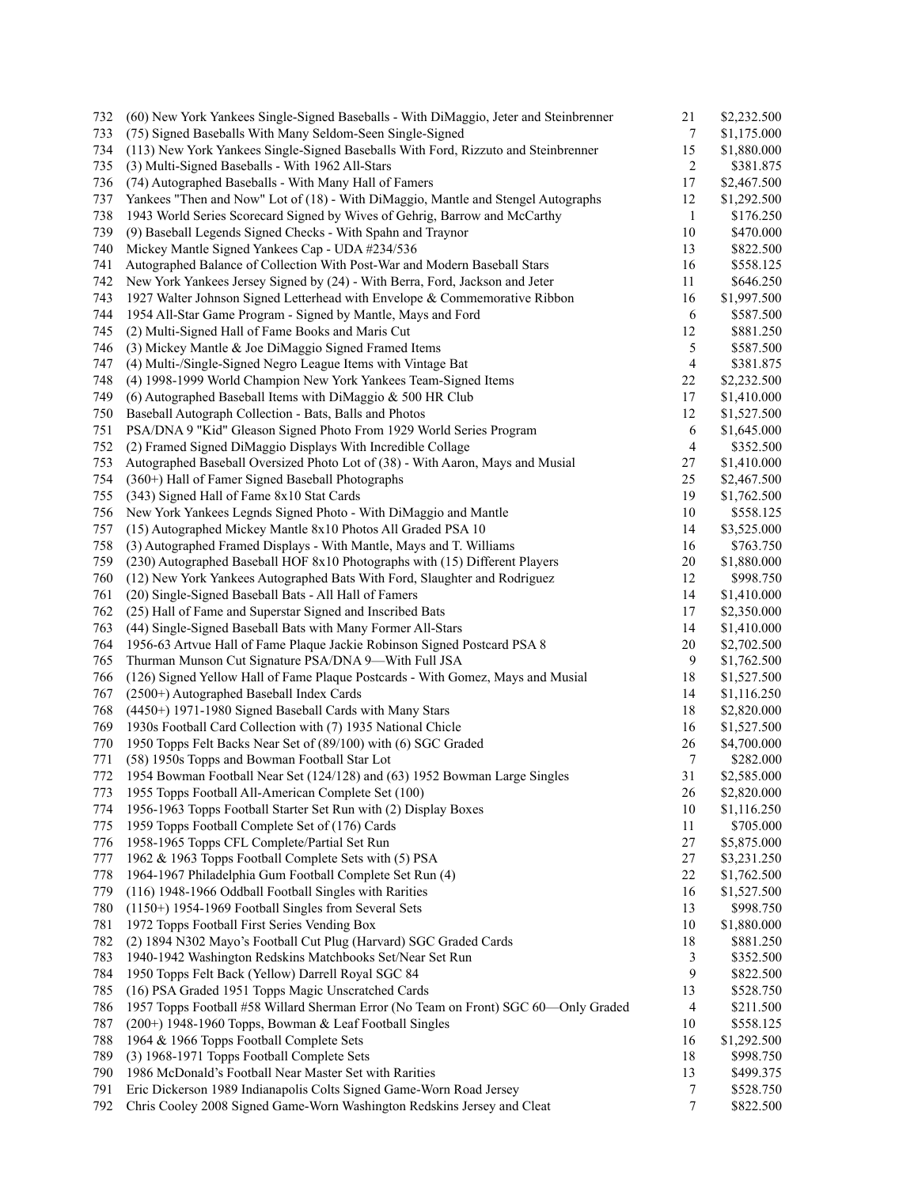| | | | |
|---|---|---|---|
| 732 | (60) New York Yankees Single-Signed Baseballs - With DiMaggio, Jeter and Steinbrenner | 21 | $2,232.500 |
| 733 | (75) Signed Baseballs With Many Seldom-Seen Single-Signed | 7 | $1,175.000 |
| 734 | (113) New York Yankees Single-Signed Baseballs With Ford, Rizzuto and Steinbrenner | 15 | $1,880.000 |
| 735 | (3) Multi-Signed Baseballs - With 1962 All-Stars | 2 | $381.875 |
| 736 | (74) Autographed Baseballs - With Many Hall of Famers | 17 | $2,467.500 |
| 737 | Yankees "Then and Now" Lot of (18) - With DiMaggio, Mantle and Stengel Autographs | 12 | $1,292.500 |
| 738 | 1943 World Series Scorecard Signed by Wives of Gehrig, Barrow and McCarthy | 1 | $176.250 |
| 739 | (9) Baseball Legends Signed Checks - With Spahn and Traynor | 10 | $470.000 |
| 740 | Mickey Mantle Signed Yankees Cap - UDA #234/536 | 13 | $822.500 |
| 741 | Autographed Balance of Collection With Post-War and Modern Baseball Stars | 16 | $558.125 |
| 742 | New York Yankees Jersey Signed by (24) - With Berra, Ford, Jackson and Jeter | 11 | $646.250 |
| 743 | 1927 Walter Johnson Signed Letterhead with Envelope & Commemorative Ribbon | 16 | $1,997.500 |
| 744 | 1954 All-Star Game Program - Signed by Mantle, Mays and Ford | 6 | $587.500 |
| 745 | (2) Multi-Signed Hall of Fame Books and Maris Cut | 12 | $881.250 |
| 746 | (3) Mickey Mantle & Joe DiMaggio Signed Framed Items | 5 | $587.500 |
| 747 | (4) Multi-/Single-Signed Negro League Items with Vintage Bat | 4 | $381.875 |
| 748 | (4) 1998-1999 World Champion New York Yankees Team-Signed Items | 22 | $2,232.500 |
| 749 | (6) Autographed Baseball Items with DiMaggio & 500 HR Club | 17 | $1,410.000 |
| 750 | Baseball Autograph Collection - Bats, Balls and Photos | 12 | $1,527.500 |
| 751 | PSA/DNA 9 "Kid" Gleason Signed Photo From 1929 World Series Program | 6 | $1,645.000 |
| 752 | (2) Framed Signed DiMaggio Displays With Incredible Collage | 4 | $352.500 |
| 753 | Autographed Baseball Oversized Photo Lot of (38) - With Aaron, Mays and Musial | 27 | $1,410.000 |
| 754 | (360+) Hall of Famer Signed Baseball Photographs | 25 | $2,467.500 |
| 755 | (343) Signed Hall of Fame 8x10 Stat Cards | 19 | $1,762.500 |
| 756 | New York Yankees Legnds Signed Photo - With DiMaggio and Mantle | 10 | $558.125 |
| 757 | (15) Autographed Mickey Mantle 8x10 Photos All Graded PSA 10 | 14 | $3,525.000 |
| 758 | (3) Autographed Framed Displays - With Mantle, Mays and T. Williams | 16 | $763.750 |
| 759 | (230) Autographed Baseball HOF 8x10 Photographs with (15) Different Players | 20 | $1,880.000 |
| 760 | (12) New York Yankees Autographed Bats With Ford, Slaughter and Rodriguez | 12 | $998.750 |
| 761 | (20) Single-Signed Baseball Bats - All Hall of Famers | 14 | $1,410.000 |
| 762 | (25) Hall of Fame and Superstar Signed and Inscribed Bats | 17 | $2,350.000 |
| 763 | (44) Single-Signed Baseball Bats with Many Former All-Stars | 14 | $1,410.000 |
| 764 | 1956-63 Artvue Hall of Fame Plaque Jackie Robinson Signed Postcard PSA 8 | 20 | $2,702.500 |
| 765 | Thurman Munson Cut Signature PSA/DNA 9—With Full JSA | 9 | $1,762.500 |
| 766 | (126) Signed Yellow Hall of Fame Plaque Postcards - With Gomez, Mays and Musial | 18 | $1,527.500 |
| 767 | (2500+) Autographed Baseball Index Cards | 14 | $1,116.250 |
| 768 | (4450+) 1971-1980 Signed Baseball Cards with Many Stars | 18 | $2,820.000 |
| 769 | 1930s Football Card Collection with (7) 1935 National Chicle | 16 | $1,527.500 |
| 770 | 1950 Topps Felt Backs Near Set of (89/100) with (6) SGC Graded | 26 | $4,700.000 |
| 771 | (58) 1950s Topps and Bowman Football Star Lot | 7 | $282.000 |
| 772 | 1954 Bowman Football Near Set (124/128) and (63) 1952 Bowman Large Singles | 31 | $2,585.000 |
| 773 | 1955 Topps Football All-American Complete Set (100) | 26 | $2,820.000 |
| 774 | 1956-1963 Topps Football Starter Set Run with (2) Display Boxes | 10 | $1,116.250 |
| 775 | 1959 Topps Football Complete Set of (176) Cards | 11 | $705.000 |
| 776 | 1958-1965 Topps CFL Complete/Partial Set Run | 27 | $5,875.000 |
| 777 | 1962 & 1963 Topps Football Complete Sets with (5) PSA | 27 | $3,231.250 |
| 778 | 1964-1967 Philadelphia Gum Football Complete Set Run (4) | 22 | $1,762.500 |
| 779 | (116) 1948-1966 Oddball Football Singles with Rarities | 16 | $1,527.500 |
| 780 | (1150+) 1954-1969 Football Singles from Several Sets | 13 | $998.750 |
| 781 | 1972 Topps Football First Series Vending Box | 10 | $1,880.000 |
| 782 | (2) 1894 N302 Mayo's Football Cut Plug (Harvard) SGC Graded Cards | 18 | $881.250 |
| 783 | 1940-1942 Washington Redskins Matchbooks Set/Near Set Run | 3 | $352.500 |
| 784 | 1950 Topps Felt Back (Yellow) Darrell Royal SGC 84 | 9 | $822.500 |
| 785 | (16) PSA Graded 1951 Topps Magic Unscratched Cards | 13 | $528.750 |
| 786 | 1957 Topps Football #58 Willard Sherman Error (No Team on Front) SGC 60—Only Graded | 4 | $211.500 |
| 787 | (200+) 1948-1960 Topps, Bowman & Leaf Football Singles | 10 | $558.125 |
| 788 | 1964 & 1966 Topps Football Complete Sets | 16 | $1,292.500 |
| 789 | (3) 1968-1971 Topps Football Complete Sets | 18 | $998.750 |
| 790 | 1986 McDonald's Football Near Master Set with Rarities | 13 | $499.375 |
| 791 | Eric Dickerson 1989 Indianapolis Colts Signed Game-Worn Road Jersey | 7 | $528.750 |
| 792 | Chris Cooley 2008 Signed Game-Worn Washington Redskins Jersey and Cleat | 7 | $822.500 |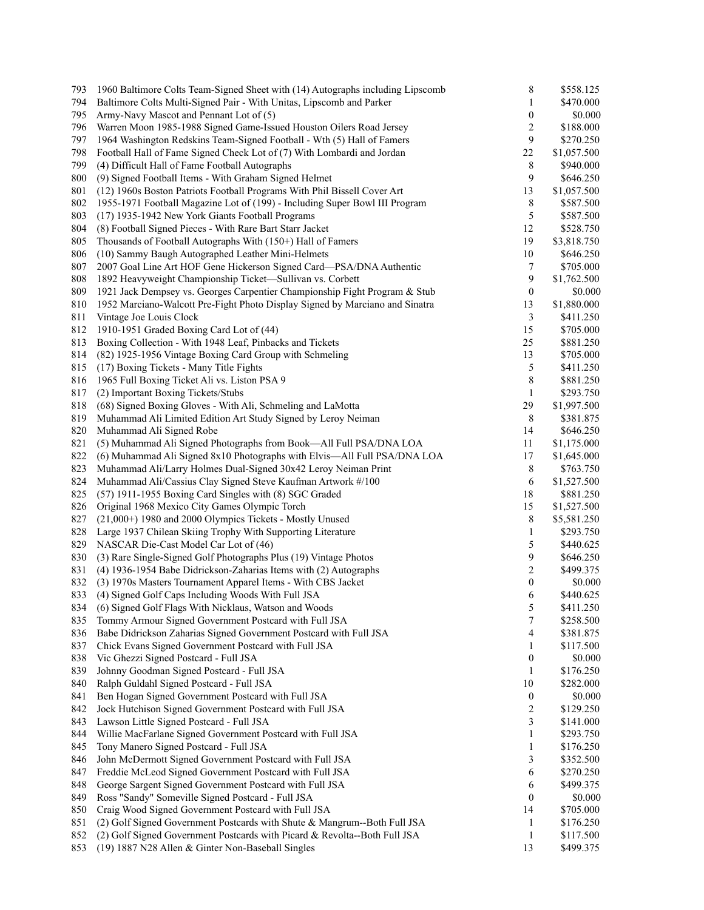| | | | |
|---|---|---|---|
| 793 | 1960 Baltimore Colts Team-Signed Sheet with (14) Autographs including Lipscomb | 8 | \$558.125 |
| 794 | Baltimore Colts Multi-Signed Pair - With Unitas, Lipscomb and Parker | 1 | \$470.000 |
| 795 | Army-Navy Mascot and Pennant Lot of (5) | 0 | \$0.000 |
| 796 | Warren Moon 1985-1988 Signed Game-Issued Houston Oilers Road Jersey | 2 | \$188.000 |
| 797 | 1964 Washington Redskins Team-Signed Football - Wth (5) Hall of Famers | 9 | \$270.250 |
| 798 | Football Hall of Fame Signed Check Lot of (7) With Lombardi and Jordan | 22 | \$1,057.500 |
| 799 | (4) Difficult Hall of Fame Football Autographs | 8 | \$940.000 |
| 800 | (9) Signed Football Items - With Graham Signed Helmet | 9 | \$646.250 |
| 801 | (12) 1960s Boston Patriots Football Programs With Phil Bissell Cover Art | 13 | \$1,057.500 |
| 802 | 1955-1971 Football Magazine Lot of (199) - Including Super Bowl III Program | 8 | \$587.500 |
| 803 | (17) 1935-1942 New York Giants Football Programs | 5 | \$587.500 |
| 804 | (8) Football Signed Pieces - With Rare Bart Starr Jacket | 12 | \$528.750 |
| 805 | Thousands of Football Autographs With (150+) Hall of Famers | 19 | \$3,818.750 |
| 806 | (10) Sammy Baugh Autographed Leather Mini-Helmets | 10 | \$646.250 |
| 807 | 2007 Goal Line Art HOF Gene Hickerson Signed Card—PSA/DNA Authentic | 7 | \$705.000 |
| 808 | 1892 Heavyweight Championship Ticket—Sullivan vs. Corbett | 9 | \$1,762.500 |
| 809 | 1921 Jack Dempsey vs. Georges Carpentier Championship Fight Program & Stub | 0 | \$0.000 |
| 810 | 1952 Marciano-Walcott Pre-Fight Photo Display Signed by Marciano and Sinatra | 13 | \$1,880.000 |
| 811 | Vintage Joe Louis Clock | 3 | \$411.250 |
| 812 | 1910-1951 Graded Boxing Card Lot of (44) | 15 | \$705.000 |
| 813 | Boxing Collection - With 1948 Leaf, Pinbacks and Tickets | 25 | \$881.250 |
| 814 | (82) 1925-1956 Vintage Boxing Card Group with Schmeling | 13 | \$705.000 |
| 815 | (17) Boxing Tickets - Many Title Fights | 5 | \$411.250 |
| 816 | 1965 Full Boxing Ticket Ali vs. Liston PSA 9 | 8 | \$881.250 |
| 817 | (2) Important Boxing Tickets/Stubs | 1 | \$293.750 |
| 818 | (68) Signed Boxing Gloves - With Ali, Schmeling and LaMotta | 29 | \$1,997.500 |
| 819 | Muhammad Ali Limited Edition Art Study Signed by Leroy Neiman | 8 | \$381.875 |
| 820 | Muhammad Ali Signed Robe | 14 | \$646.250 |
| 821 | (5) Muhammad Ali Signed Photographs from Book—All Full PSA/DNA LOA | 11 | \$1,175.000 |
| 822 | (6) Muhammad Ali Signed 8x10 Photographs with Elvis—All Full PSA/DNA LOA | 17 | \$1,645.000 |
| 823 | Muhammad Ali/Larry Holmes Dual-Signed 30x42 Leroy Neiman Print | 8 | \$763.750 |
| 824 | Muhammad Ali/Cassius Clay Signed Steve Kaufman Artwork #/100 | 6 | \$1,527.500 |
| 825 | (57) 1911-1955 Boxing Card Singles with (8) SGC Graded | 18 | \$881.250 |
| 826 | Original 1968 Mexico City Games Olympic Torch | 15 | \$1,527.500 |
| 827 | (21,000+) 1980 and 2000 Olympics Tickets - Mostly Unused | 8 | \$5,581.250 |
| 828 | Large 1937 Chilean Skiing Trophy With Supporting Literature | 1 | \$293.750 |
| 829 | NASCAR Die-Cast Model Car Lot of (46) | 5 | \$440.625 |
| 830 | (3) Rare Single-Signed Golf Photographs Plus (19) Vintage Photos | 9 | \$646.250 |
| 831 | (4) 1936-1954 Babe Didrickson-Zaharias Items with (2) Autographs | 2 | \$499.375 |
| 832 | (3) 1970s Masters Tournament Apparel Items - With CBS Jacket | 0 | \$0.000 |
| 833 | (4) Signed Golf Caps Including Woods With Full JSA | 6 | \$440.625 |
| 834 | (6) Signed Golf Flags With Nicklaus, Watson and Woods | 5 | \$411.250 |
| 835 | Tommy Armour Signed Government Postcard with Full JSA | 7 | \$258.500 |
| 836 | Babe Didrickson Zaharias Signed Government Postcard with Full JSA | 4 | \$381.875 |
| 837 | Chick Evans Signed Government Postcard with Full JSA | 1 | \$117.500 |
| 838 | Vic Ghezzi Signed Postcard - Full JSA | 0 | \$0.000 |
| 839 | Johnny Goodman Signed Postcard - Full JSA | 1 | \$176.250 |
| 840 | Ralph Guldahl Signed Postcard - Full JSA | 10 | \$282.000 |
| 841 | Ben Hogan Signed Government Postcard with Full JSA | 0 | \$0.000 |
| 842 | Jock Hutchison Signed Government Postcard with Full JSA | 2 | \$129.250 |
| 843 | Lawson Little Signed Postcard - Full JSA | 3 | \$141.000 |
| 844 | Willie MacFarlane Signed Government Postcard with Full JSA | 1 | \$293.750 |
| 845 | Tony Manero Signed Postcard - Full JSA | 1 | \$176.250 |
| 846 | John McDermott Signed Government Postcard with Full JSA | 3 | \$352.500 |
| 847 | Freddie McLeod Signed Government Postcard with Full JSA | 6 | \$270.250 |
| 848 | George Sargent Signed Government Postcard with Full JSA | 6 | \$499.375 |
| 849 | Ross "Sandy" Someville Signed Postcard - Full JSA | 0 | \$0.000 |
| 850 | Craig Wood Signed Government Postcard with Full JSA | 14 | \$705.000 |
| 851 | (2) Golf Signed Government Postcards with Shute & Mangrum--Both Full JSA | 1 | \$176.250 |
| 852 | (2) Golf Signed Government Postcards with Picard & Revolta--Both Full JSA | 1 | \$117.500 |
| 853 | (19) 1887 N28 Allen & Ginter Non-Baseball Singles | 13 | \$499.375 |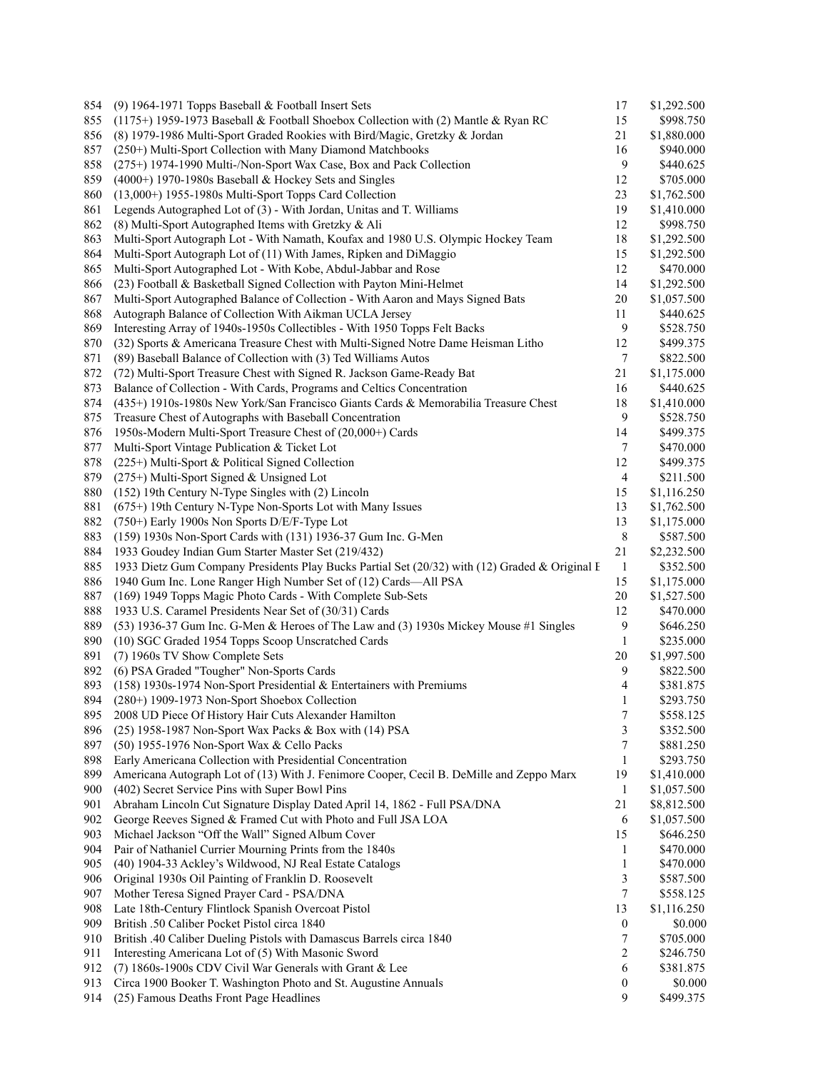| | | | |
|---|---|---|---|
| 854 | (9) 1964-1971 Topps Baseball & Football Insert Sets | 17 | $1,292.500 |
| 855 | (1175+) 1959-1973 Baseball & Football Shoebox Collection with (2) Mantle & Ryan RC | 15 | $998.750 |
| 856 | (8) 1979-1986 Multi-Sport Graded Rookies with Bird/Magic, Gretzky & Jordan | 21 | $1,880.000 |
| 857 | (250+) Multi-Sport Collection with Many Diamond Matchbooks | 16 | $940.000 |
| 858 | (275+) 1974-1990 Multi-/Non-Sport Wax Case, Box and Pack Collection | 9 | $440.625 |
| 859 | (4000+) 1970-1980s Baseball & Hockey Sets and Singles | 12 | $705.000 |
| 860 | (13,000+) 1955-1980s Multi-Sport Topps Card Collection | 23 | $1,762.500 |
| 861 | Legends Autographed Lot of (3) - With Jordan, Unitas and T. Williams | 19 | $1,410.000 |
| 862 | (8) Multi-Sport Autographed Items with Gretzky & Ali | 12 | $998.750 |
| 863 | Multi-Sport Autograph Lot - With Namath, Koufax and 1980 U.S. Olympic Hockey Team | 18 | $1,292.500 |
| 864 | Multi-Sport Autograph Lot of (11) With James, Ripken and DiMaggio | 15 | $1,292.500 |
| 865 | Multi-Sport Autographed Lot - With Kobe, Abdul-Jabbar and Rose | 12 | $470.000 |
| 866 | (23) Football & Basketball Signed Collection with Payton Mini-Helmet | 14 | $1,292.500 |
| 867 | Multi-Sport Autographed Balance of Collection - With Aaron and Mays Signed Bats | 20 | $1,057.500 |
| 868 | Autograph Balance of Collection With Aikman UCLA Jersey | 11 | $440.625 |
| 869 | Interesting Array of 1940s-1950s Collectibles - With 1950 Topps Felt Backs | 9 | $528.750 |
| 870 | (32) Sports & Americana Treasure Chest with Multi-Signed Notre Dame Heisman Litho | 12 | $499.375 |
| 871 | (89) Baseball Balance of Collection with (3) Ted Williams Autos | 7 | $822.500 |
| 872 | (72) Multi-Sport Treasure Chest with Signed R. Jackson Game-Ready Bat | 21 | $1,175.000 |
| 873 | Balance of Collection - With Cards, Programs and Celtics Concentration | 16 | $440.625 |
| 874 | (435+) 1910s-1980s New York/San Francisco Giants Cards & Memorabilia Treasure Chest | 18 | $1,410.000 |
| 875 | Treasure Chest of Autographs with Baseball Concentration | 9 | $528.750 |
| 876 | 1950s-Modern Multi-Sport Treasure Chest of (20,000+) Cards | 14 | $499.375 |
| 877 | Multi-Sport Vintage Publication & Ticket Lot | 7 | $470.000 |
| 878 | (225+) Multi-Sport & Political Signed Collection | 12 | $499.375 |
| 879 | (275+) Multi-Sport Signed & Unsigned Lot | 4 | $211.500 |
| 880 | (152) 19th Century N-Type Singles with (2) Lincoln | 15 | $1,116.250 |
| 881 | (675+) 19th Century N-Type Non-Sports Lot with Many Issues | 13 | $1,762.500 |
| 882 | (750+) Early 1900s Non Sports D/E/F-Type Lot | 13 | $1,175.000 |
| 883 | (159) 1930s Non-Sport Cards with (131) 1936-37 Gum Inc. G-Men | 8 | $587.500 |
| 884 | 1933 Goudey Indian Gum Starter Master Set (219/432) | 21 | $2,232.500 |
| 885 | 1933 Dietz Gum Company Presidents Play Bucks Partial Set (20/32) with (12) Graded & Original I | 1 | $352.500 |
| 886 | 1940 Gum Inc. Lone Ranger High Number Set of (12) Cards—All PSA | 15 | $1,175.000 |
| 887 | (169) 1949 Topps Magic Photo Cards - With Complete Sub-Sets | 20 | $1,527.500 |
| 888 | 1933 U.S. Caramel Presidents Near Set of (30/31) Cards | 12 | $470.000 |
| 889 | (53) 1936-37 Gum Inc. G-Men & Heroes of The Law and (3) 1930s Mickey Mouse #1 Singles | 9 | $646.250 |
| 890 | (10) SGC Graded 1954 Topps Scoop Unscratched Cards | 1 | $235.000 |
| 891 | (7) 1960s TV Show Complete Sets | 20 | $1,997.500 |
| 892 | (6) PSA Graded "Tougher" Non-Sports Cards | 9 | $822.500 |
| 893 | (158) 1930s-1974 Non-Sport Presidential & Entertainers with Premiums | 4 | $381.875 |
| 894 | (280+) 1909-1973 Non-Sport Shoebox Collection | 1 | $293.750 |
| 895 | 2008 UD Piece Of History Hair Cuts Alexander Hamilton | 7 | $558.125 |
| 896 | (25) 1958-1987 Non-Sport Wax Packs & Box with (14) PSA | 3 | $352.500 |
| 897 | (50) 1955-1976 Non-Sport Wax & Cello Packs | 7 | $881.250 |
| 898 | Early Americana Collection with Presidential Concentration | 1 | $293.750 |
| 899 | Americana Autograph Lot of (13) With J. Fenimore Cooper, Cecil B. DeMille and Zeppo Marx | 19 | $1,410.000 |
| 900 | (402) Secret Service Pins with Super Bowl Pins | 1 | $1,057.500 |
| 901 | Abraham Lincoln Cut Signature Display Dated April 14, 1862 - Full PSA/DNA | 21 | $8,812.500 |
| 902 | George Reeves Signed & Framed Cut with Photo and Full JSA LOA | 6 | $1,057.500 |
| 903 | Michael Jackson "Off the Wall" Signed Album Cover | 15 | $646.250 |
| 904 | Pair of Nathaniel Currier Mourning Prints from the 1840s | 1 | $470.000 |
| 905 | (40) 1904-33 Ackley's Wildwood, NJ Real Estate Catalogs | 1 | $470.000 |
| 906 | Original 1930s Oil Painting of Franklin D. Roosevelt | 3 | $587.500 |
| 907 | Mother Teresa Signed Prayer Card - PSA/DNA | 7 | $558.125 |
| 908 | Late 18th-Century Flintlock Spanish Overcoat Pistol | 13 | $1,116.250 |
| 909 | British .50 Caliber Pocket Pistol circa 1840 | 0 | $0.000 |
| 910 | British .40 Caliber Dueling Pistols with Damascus Barrels circa 1840 | 7 | $705.000 |
| 911 | Interesting Americana Lot of (5) With Masonic Sword | 2 | $246.750 |
| 912 | (7) 1860s-1900s CDV Civil War Generals with Grant & Lee | 6 | $381.875 |
| 913 | Circa 1900 Booker T. Washington Photo and St. Augustine Annuals | 0 | $0.000 |
| 914 | (25) Famous Deaths Front Page Headlines | 9 | $499.375 |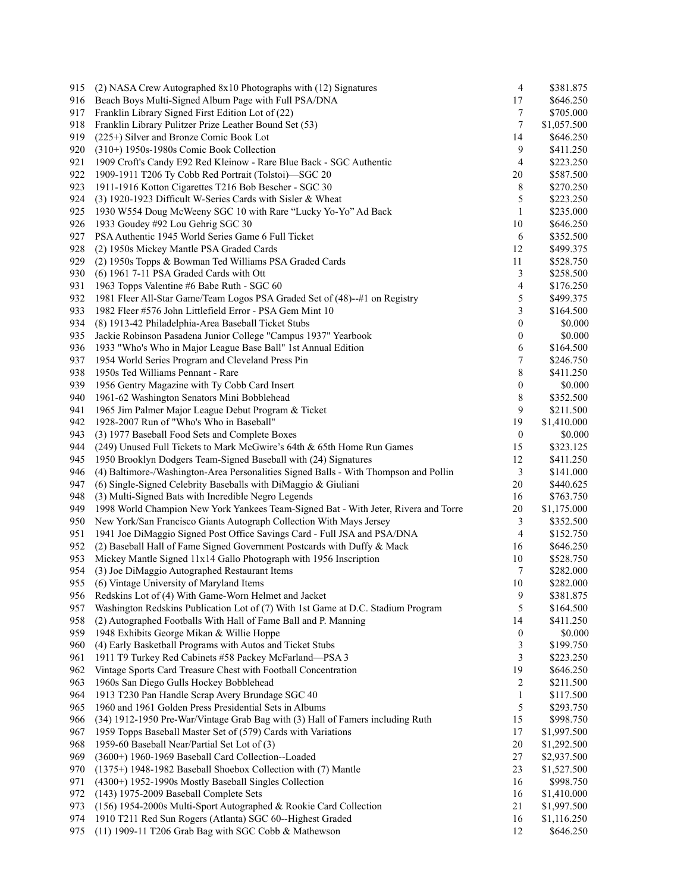| | | | |
|---|---|---|---|
| 915 | (2) NASA Crew Autographed 8x10 Photographs with (12) Signatures | 4 | $381.875 |
| 916 | Beach Boys Multi-Signed Album Page with Full PSA/DNA | 17 | $646.250 |
| 917 | Franklin Library Signed First Edition Lot of (22) | 7 | $705.000 |
| 918 | Franklin Library Pulitzer Prize Leather Bound Set (53) | 7 | $1,057.500 |
| 919 | (225+) Silver and Bronze Comic Book Lot | 14 | $646.250 |
| 920 | (310+) 1950s-1980s Comic Book Collection | 9 | $411.250 |
| 921 | 1909 Croft's Candy E92 Red Kleinow - Rare Blue Back - SGC Authentic | 4 | $223.250 |
| 922 | 1909-1911 T206 Ty Cobb Red Portrait (Tolstoi)—SGC 20 | 20 | $587.500 |
| 923 | 1911-1916 Kotton Cigarettes T216 Bob Bescher - SGC 30 | 8 | $270.250 |
| 924 | (3) 1920-1923 Difficult W-Series Cards with Sisler & Wheat | 5 | $223.250 |
| 925 | 1930 W554 Doug McWeeny SGC 10 with Rare “Lucky Yo-Yo” Ad Back | 1 | $235.000 |
| 926 | 1933 Goudey #92 Lou Gehrig SGC 30 | 10 | $646.250 |
| 927 | PSA Authentic 1945 World Series Game 6 Full Ticket | 6 | $352.500 |
| 928 | (2) 1950s Mickey Mantle PSA Graded Cards | 12 | $499.375 |
| 929 | (2) 1950s Topps & Bowman Ted Williams PSA Graded Cards | 11 | $528.750 |
| 930 | (6) 1961 7-11 PSA Graded Cards with Ott | 3 | $258.500 |
| 931 | 1963 Topps Valentine #6 Babe Ruth - SGC 60 | 4 | $176.250 |
| 932 | 1981 Fleer All-Star Game/Team Logos PSA Graded Set of (48)--#1 on Registry | 5 | $499.375 |
| 933 | 1982 Fleer #576 John Littlefield Error - PSA Gem Mint 10 | 3 | $164.500 |
| 934 | (8) 1913-42 Philadelphia-Area Baseball Ticket Stubs | 0 | $0.000 |
| 935 | Jackie Robinson Pasadena Junior College "Campus 1937" Yearbook | 0 | $0.000 |
| 936 | 1933 "Who's Who in Major League Base Ball" 1st Annual Edition | 6 | $164.500 |
| 937 | 1954 World Series Program and Cleveland Press Pin | 7 | $246.750 |
| 938 | 1950s Ted Williams Pennant - Rare | 8 | $411.250 |
| 939 | 1956 Gentry Magazine with Ty Cobb Card Insert | 0 | $0.000 |
| 940 | 1961-62 Washington Senators Mini Bobblehead | 8 | $352.500 |
| 941 | 1965 Jim Palmer Major League Debut Program & Ticket | 9 | $211.500 |
| 942 | 1928-2007 Run of "Who's Who in Baseball" | 19 | $1,410.000 |
| 943 | (3) 1977 Baseball Food Sets and Complete Boxes | 0 | $0.000 |
| 944 | (249) Unused Full Tickets to Mark McGwire's 64th & 65th Home Run Games | 15 | $323.125 |
| 945 | 1950 Brooklyn Dodgers Team-Signed Baseball with (24) Signatures | 12 | $411.250 |
| 946 | (4) Baltimore-/Washington-Area Personalities Signed Balls - With Thompson and Pollin | 3 | $141.000 |
| 947 | (6) Single-Signed Celebrity Baseballs with DiMaggio & Giuliani | 20 | $440.625 |
| 948 | (3) Multi-Signed Bats with Incredible Negro Legends | 16 | $763.750 |
| 949 | 1998 World Champion New York Yankees Team-Signed Bat - With Jeter, Rivera and Torre | 20 | $1,175.000 |
| 950 | New York/San Francisco Giants Autograph Collection With Mays Jersey | 3 | $352.500 |
| 951 | 1941 Joe DiMaggio Signed Post Office Savings Card - Full JSA and PSA/DNA | 4 | $152.750 |
| 952 | (2) Baseball Hall of Fame Signed Government Postcards with Duffy & Mack | 16 | $646.250 |
| 953 | Mickey Mantle Signed 11x14 Gallo Photograph with 1956 Inscription | 10 | $528.750 |
| 954 | (3) Joe DiMaggio Autographed Restaurant Items | 7 | $282.000 |
| 955 | (6) Vintage University of Maryland Items | 10 | $282.000 |
| 956 | Redskins Lot of (4) With Game-Worn Helmet and Jacket | 9 | $381.875 |
| 957 | Washington Redskins Publication Lot of (7) With 1st Game at D.C. Stadium Program | 5 | $164.500 |
| 958 | (2) Autographed Footballs With Hall of Fame Ball and P. Manning | 14 | $411.250 |
| 959 | 1948 Exhibits George Mikan & Willie Hoppe | 0 | $0.000 |
| 960 | (4) Early Basketball Programs with Autos and Ticket Stubs | 3 | $199.750 |
| 961 | 1911 T9 Turkey Red Cabinets #58 Packey McFarland—PSA 3 | 3 | $223.250 |
| 962 | Vintage Sports Card Treasure Chest with Football Concentration | 19 | $646.250 |
| 963 | 1960s San Diego Gulls Hockey Bobblehead | 2 | $211.500 |
| 964 | 1913 T230 Pan Handle Scrap Avery Brundage SGC 40 | 1 | $117.500 |
| 965 | 1960 and 1961 Golden Press Presidential Sets in Albums | 5 | $293.750 |
| 966 | (34) 1912-1950 Pre-War/Vintage Grab Bag with (3) Hall of Famers including Ruth | 15 | $998.750 |
| 967 | 1959 Topps Baseball Master Set of (579) Cards with Variations | 17 | $1,997.500 |
| 968 | 1959-60 Baseball Near/Partial Set Lot of (3) | 20 | $1,292.500 |
| 969 | (3600+) 1960-1969 Baseball Card Collection--Loaded | 27 | $2,937.500 |
| 970 | (1375+) 1948-1982 Baseball Shoebox Collection with (7) Mantle | 23 | $1,527.500 |
| 971 | (4300+) 1952-1990s Mostly Baseball Singles Collection | 16 | $998.750 |
| 972 | (143) 1975-2009 Baseball Complete Sets | 16 | $1,410.000 |
| 973 | (156) 1954-2000s Multi-Sport Autographed & Rookie Card Collection | 21 | $1,997.500 |
| 974 | 1910 T211 Red Sun Rogers (Atlanta) SGC 60--Highest Graded | 16 | $1,116.250 |
| 975 | (11) 1909-11 T206 Grab Bag with SGC Cobb & Mathewson | 12 | $646.250 |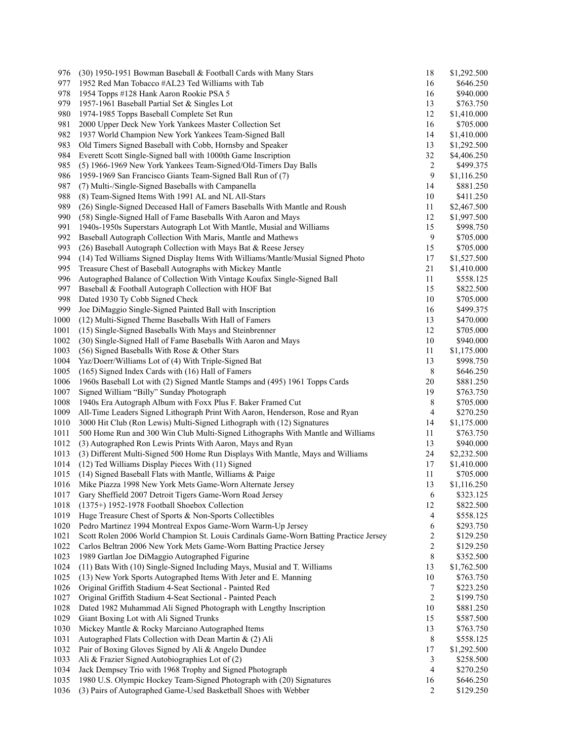| | | | |
|---|---|---|---|
| 976 | (30) 1950-1951 Bowman Baseball & Football Cards with Many Stars | 18 | $1,292.500 |
| 977 | 1952 Red Man Tobacco #AL23 Ted Williams with Tab | 16 | $646.250 |
| 978 | 1954 Topps #128 Hank Aaron Rookie PSA 5 | 16 | $940.000 |
| 979 | 1957-1961 Baseball Partial Set & Singles Lot | 13 | $763.750 |
| 980 | 1974-1985 Topps Baseball Complete Set Run | 12 | $1,410.000 |
| 981 | 2000 Upper Deck New York Yankees Master Collection Set | 16 | $705.000 |
| 982 | 1937 World Champion New York Yankees Team-Signed Ball | 14 | $1,410.000 |
| 983 | Old Timers Signed Baseball with Cobb, Hornsby and Speaker | 13 | $1,292.500 |
| 984 | Everett Scott Single-Signed ball with 1000th Game Inscription | 32 | $4,406.250 |
| 985 | (5) 1966-1969 New York Yankees Team-Signed/Old-Timers Day Balls | 2 | $499.375 |
| 986 | 1959-1969 San Francisco Giants Team-Signed Ball Run of (7) | 9 | $1,116.250 |
| 987 | (7) Multi-/Single-Signed Baseballs with Campanella | 14 | $881.250 |
| 988 | (8) Team-Signed Items With 1991 AL and NL All-Stars | 10 | $411.250 |
| 989 | (26) Single-Signed Deceased Hall of Famers Baseballs With Mantle and Roush | 11 | $2,467.500 |
| 990 | (58) Single-Signed Hall of Fame Baseballs With Aaron and Mays | 12 | $1,997.500 |
| 991 | 1940s-1950s Superstars Autograph Lot With Mantle, Musial and Williams | 15 | $998.750 |
| 992 | Baseball Autograph Collection With Maris, Mantle and Mathews | 9 | $705.000 |
| 993 | (26) Baseball Autograph Collection with Mays Bat & Reese Jersey | 15 | $705.000 |
| 994 | (14) Ted Williams Signed Display Items With Williams/Mantle/Musial Signed Photo | 17 | $1,527.500 |
| 995 | Treasure Chest of Baseball Autographs with Mickey Mantle | 21 | $1,410.000 |
| 996 | Autographed Balance of Collection With Vintage Koufax Single-Signed Ball | 11 | $558.125 |
| 997 | Baseball & Football Autograph Collection with HOF Bat | 15 | $822.500 |
| 998 | Dated 1930 Ty Cobb Signed Check | 10 | $705.000 |
| 999 | Joe DiMaggio Single-Signed Painted Ball with Inscription | 16 | $499.375 |
| 1000 | (12) Multi-Signed Theme Baseballs With Hall of Famers | 13 | $470.000 |
| 1001 | (15) Single-Signed Baseballs With Mays and Steinbrenner | 12 | $705.000 |
| 1002 | (30) Single-Signed Hall of Fame Baseballs With Aaron and Mays | 10 | $940.000 |
| 1003 | (56) Signed Baseballs With Rose & Other Stars | 11 | $1,175.000 |
| 1004 | Yaz/Doerr/Williams Lot of (4) With Triple-Signed Bat | 13 | $998.750 |
| 1005 | (165) Signed Index Cards with (16) Hall of Famers | 8 | $646.250 |
| 1006 | 1960s Baseball Lot with (2) Signed Mantle Stamps and (495) 1961 Topps Cards | 20 | $881.250 |
| 1007 | Signed William "Billy" Sunday Photograph | 19 | $763.750 |
| 1008 | 1940s Era Autograph Album with Foxx Plus F. Baker Framed Cut | 8 | $705.000 |
| 1009 | All-Time Leaders Signed Lithograph Print With Aaron, Henderson, Rose and Ryan | 4 | $270.250 |
| 1010 | 3000 Hit Club (Ron Lewis) Multi-Signed Lithograph with (12) Signatures | 14 | $1,175.000 |
| 1011 | 500 Home Run and 300 Win Club Multi-Signed Lithographs With Mantle and Williams | 11 | $763.750 |
| 1012 | (3) Autographed Ron Lewis Prints With Aaron, Mays and Ryan | 13 | $940.000 |
| 1013 | (3) Different Multi-Signed 500 Home Run Displays With Mantle, Mays and Williams | 24 | $2,232.500 |
| 1014 | (12) Ted Williams Display Pieces With (11) Signed | 17 | $1,410.000 |
| 1015 | (14) Signed Baseball Flats with Mantle, Williams & Paige | 11 | $705.000 |
| 1016 | Mike Piazza 1998 New York Mets Game-Worn Alternate Jersey | 13 | $1,116.250 |
| 1017 | Gary Sheffield 2007 Detroit Tigers Game-Worn Road Jersey | 6 | $323.125 |
| 1018 | (1375+) 1952-1978 Football Shoebox Collection | 12 | $822.500 |
| 1019 | Huge Treasure Chest of Sports & Non-Sports Collectibles | 4 | $558.125 |
| 1020 | Pedro Martinez 1994 Montreal Expos Game-Worn Warm-Up Jersey | 6 | $293.750 |
| 1021 | Scott Rolen 2006 World Champion St. Louis Cardinals Game-Worn Batting Practice Jersey | 2 | $129.250 |
| 1022 | Carlos Beltran 2006 New York Mets Game-Worn Batting Practice Jersey | 2 | $129.250 |
| 1023 | 1989 Gartlan Joe DiMaggio Autographed Figurine | 8 | $352.500 |
| 1024 | (11) Bats With (10) Single-Signed Including Mays, Musial and T. Williams | 13 | $1,762.500 |
| 1025 | (13) New York Sports Autographed Items With Jeter and E. Manning | 10 | $763.750 |
| 1026 | Original Griffith Stadium 4-Seat Sectional - Painted Red | 7 | $223.250 |
| 1027 | Original Griffith Stadium 4-Seat Sectional - Painted Peach | 2 | $199.750 |
| 1028 | Dated 1982 Muhammad Ali Signed Photograph with Lengthy Inscription | 10 | $881.250 |
| 1029 | Giant Boxing Lot with Ali Signed Trunks | 15 | $587.500 |
| 1030 | Mickey Mantle & Rocky Marciano Autographed Items | 13 | $763.750 |
| 1031 | Autographed Flats Collection with Dean Martin & (2) Ali | 8 | $558.125 |
| 1032 | Pair of Boxing Gloves Signed by Ali & Angelo Dundee | 17 | $1,292.500 |
| 1033 | Ali & Frazier Signed Autobiographies Lot of (2) | 3 | $258.500 |
| 1034 | Jack Dempsey Trio with 1968 Trophy and Signed Photograph | 4 | $270.250 |
| 1035 | 1980 U.S. Olympic Hockey Team-Signed Photograph with (20) Signatures | 16 | $646.250 |
| 1036 | (3) Pairs of Autographed Game-Used Basketball Shoes with Webber | 2 | $129.250 |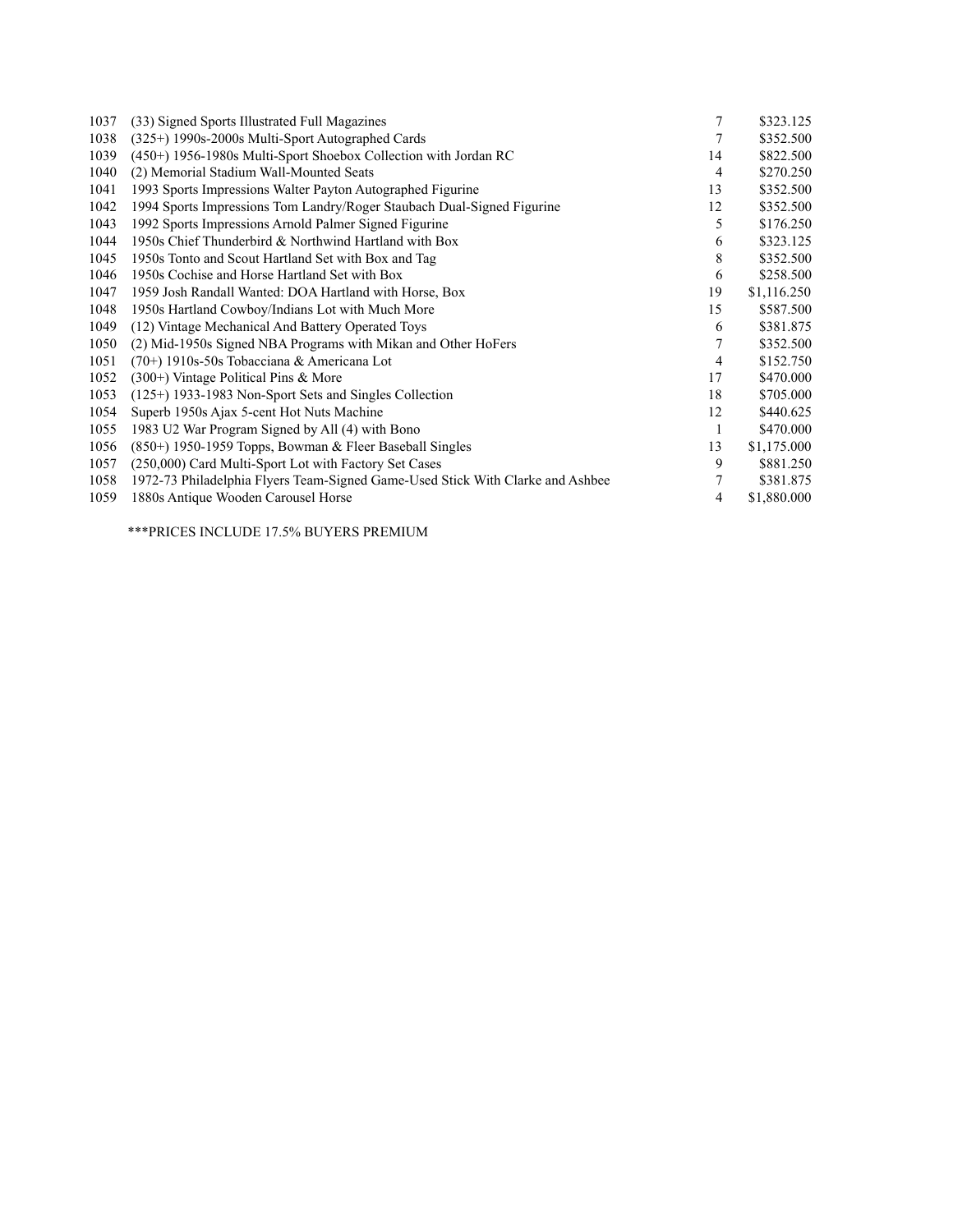| | | | |
|---|---|---|---|
| 1037 | (33) Signed Sports Illustrated Full Magazines | 7 | $323.125 |
| 1038 | (325+) 1990s-2000s Multi-Sport Autographed Cards | 7 | $352.500 |
| 1039 | (450+) 1956-1980s Multi-Sport Shoebox Collection with Jordan RC | 14 | $822.500 |
| 1040 | (2) Memorial Stadium Wall-Mounted Seats | 4 | $270.250 |
| 1041 | 1993 Sports Impressions Walter Payton Autographed Figurine | 13 | $352.500 |
| 1042 | 1994 Sports Impressions Tom Landry/Roger Staubach Dual-Signed Figurine | 12 | $352.500 |
| 1043 | 1992 Sports Impressions Arnold Palmer Signed Figurine | 5 | $176.250 |
| 1044 | 1950s Chief Thunderbird & Northwind Hartland with Box | 6 | $323.125 |
| 1045 | 1950s Tonto and Scout Hartland Set with Box and Tag | 8 | $352.500 |
| 1046 | 1950s Cochise and Horse Hartland Set with Box | 6 | $258.500 |
| 1047 | 1959 Josh Randall Wanted: DOA Hartland with Horse, Box | 19 | $1,116.250 |
| 1048 | 1950s Hartland Cowboy/Indians Lot with Much More | 15 | $587.500 |
| 1049 | (12) Vintage Mechanical And Battery Operated Toys | 6 | $381.875 |
| 1050 | (2) Mid-1950s Signed NBA Programs with Mikan and Other HoFers | 7 | $352.500 |
| 1051 | (70+) 1910s-50s Tobacciana & Americana Lot | 4 | $152.750 |
| 1052 | (300+) Vintage Political Pins & More | 17 | $470.000 |
| 1053 | (125+) 1933-1983 Non-Sport Sets and Singles Collection | 18 | $705.000 |
| 1054 | Superb 1950s Ajax 5-cent Hot Nuts Machine | 12 | $440.625 |
| 1055 | 1983 U2 War Program Signed by All (4) with Bono | 1 | $470.000 |
| 1056 | (850+) 1950-1959 Topps, Bowman & Fleer Baseball Singles | 13 | $1,175.000 |
| 1057 | (250,000) Card Multi-Sport Lot with Factory Set Cases | 9 | $881.250 |
| 1058 | 1972-73 Philadelphia Flyers Team-Signed Game-Used Stick With Clarke and Ashbee | 7 | $381.875 |
| 1059 | 1880s Antique Wooden Carousel Horse | 4 | $1,880.000 |

***PRICES INCLUDE 17.5% BUYERS PREMIUM